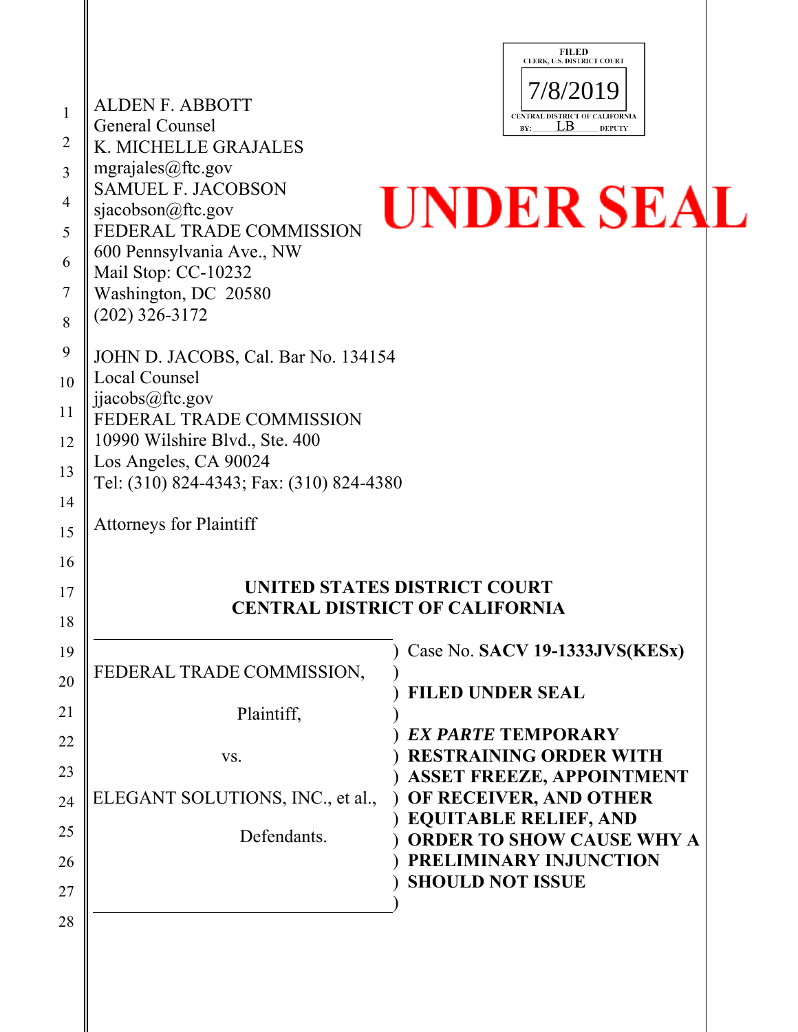FILED
CLERK, U.S. DISTRICT COURT
7/8/2019
CENTRAL DISTRICT OF CALIFORNIA
BY: LB DEPUTY

ALDEN F. ABBOTT
General Counsel
K. MICHELLE GRAJALES
mgrajales@ftc.gov
SAMUEL F. JACOBSON
sjacobson@ftc.gov
FEDERAL TRADE COMMISSION
600 Pennsylvania Ave., NW
Mail Stop: CC-10232
Washington, DC 20580
(202) 326-3172

**UNDER SEAL**

JOHN D. JACOBS, Cal. Bar No. 134154
Local Counsel
jjacobs@ftc.gov
FEDERAL TRADE COMMISSION
10990 Wilshire Blvd., Ste. 400
Los Angeles, CA 90024
Tel: (310) 824-4343; Fax: (310) 824-4380

Attorneys for Plaintiff

**UNITED STATES DISTRICT COURT**
**CENTRAL DISTRICT OF CALIFORNIA**

FEDERAL TRADE COMMISSION,

Plaintiff,

vs.

ELEGANT SOLUTIONS, INC., et al.,

Defendants.

Case No. **SACV 19-1333JVS(KESx)**

**FILED UNDER SEAL**

***EX PARTE* TEMPORARY RESTRAINING ORDER WITH ASSET FREEZE, APPOINTMENT OF RECEIVER, AND OTHER EQUITABLE RELIEF, AND ORDER TO SHOW CAUSE WHY A PRELIMINARY INJUNCTION SHOULD NOT ISSUE**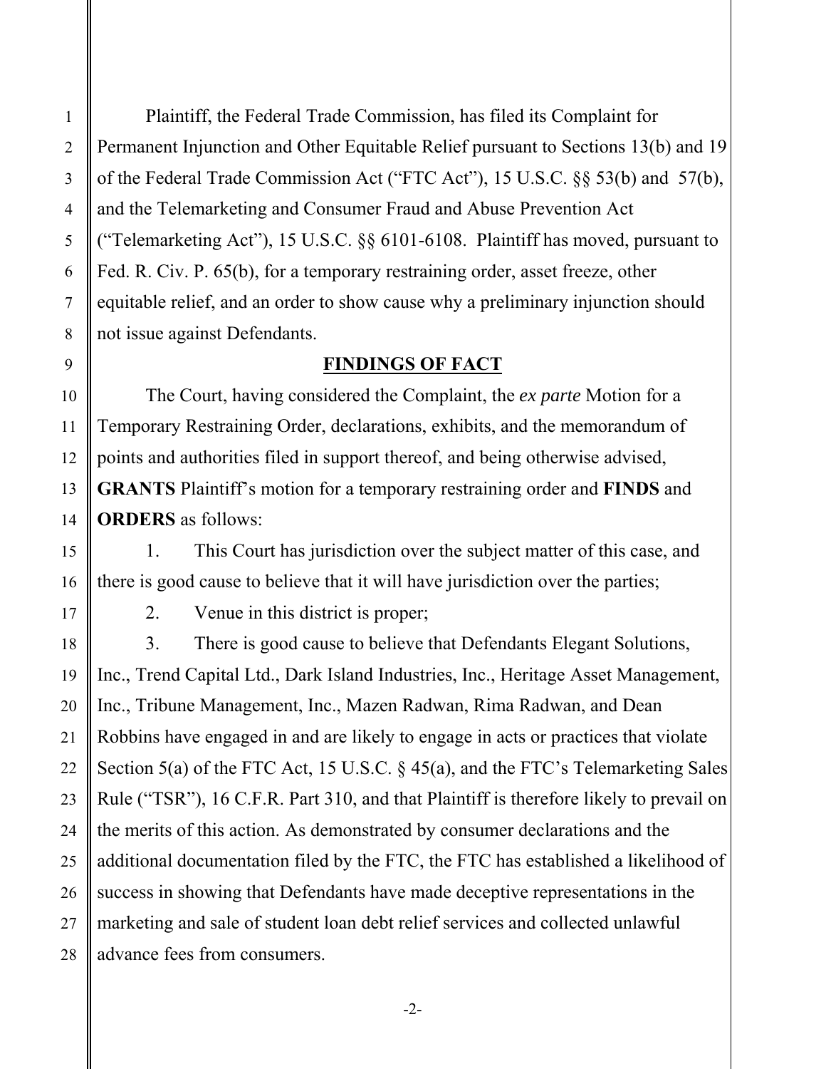Plaintiff, the Federal Trade Commission, has filed its Complaint for Permanent Injunction and Other Equitable Relief pursuant to Sections 13(b) and 19 of the Federal Trade Commission Act ("FTC Act"), 15 U.S.C. §§ 53(b) and 57(b), and the Telemarketing and Consumer Fraud and Abuse Prevention Act ("Telemarketing Act"), 15 U.S.C. §§ 6101-6108. Plaintiff has moved, pursuant to Fed. R. Civ. P. 65(b), for a temporary restraining order, asset freeze, other equitable relief, and an order to show cause why a preliminary injunction should not issue against Defendants.

## FINDINGS OF FACT

The Court, having considered the Complaint, the *ex parte* Motion for a Temporary Restraining Order, declarations, exhibits, and the memorandum of points and authorities filed in support thereof, and being otherwise advised, **GRANTS** Plaintiff's motion for a temporary restraining order and **FINDS** and **ORDERS** as follows:

1. This Court has jurisdiction over the subject matter of this case, and there is good cause to believe that it will have jurisdiction over the parties;

2. Venue in this district is proper;

3. There is good cause to believe that Defendants Elegant Solutions, Inc., Trend Capital Ltd., Dark Island Industries, Inc., Heritage Asset Management, Inc., Tribune Management, Inc., Mazen Radwan, Rima Radwan, and Dean Robbins have engaged in and are likely to engage in acts or practices that violate Section 5(a) of the FTC Act, 15 U.S.C. § 45(a), and the FTC's Telemarketing Sales Rule ("TSR"), 16 C.F.R. Part 310, and that Plaintiff is therefore likely to prevail on the merits of this action. As demonstrated by consumer declarations and the additional documentation filed by the FTC, the FTC has established a likelihood of success in showing that Defendants have made deceptive representations in the marketing and sale of student loan debt relief services and collected unlawful advance fees from consumers.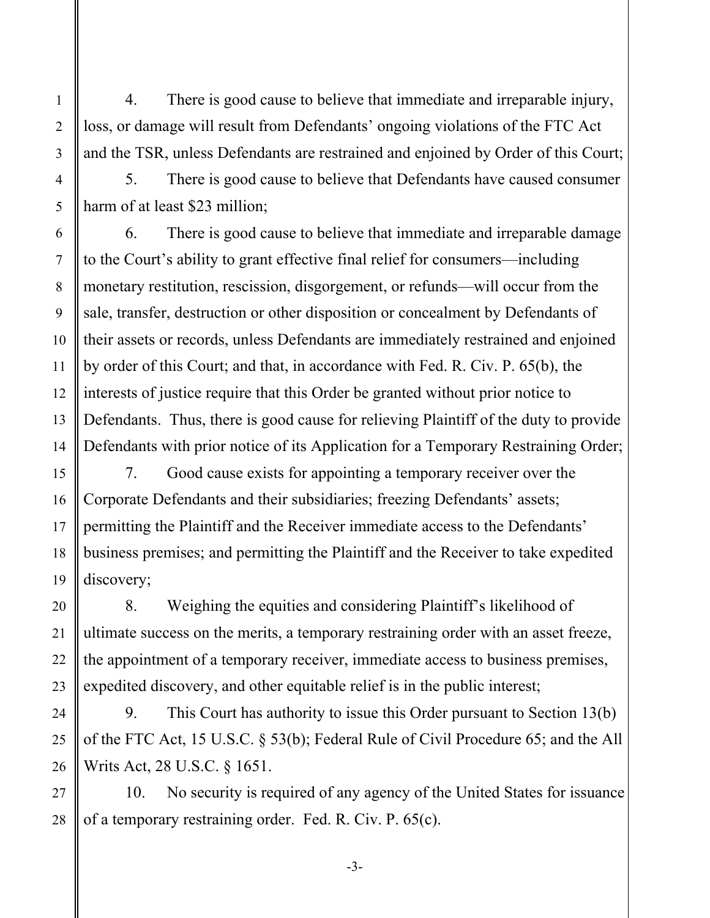4. There is good cause to believe that immediate and irreparable injury, loss, or damage will result from Defendants' ongoing violations of the FTC Act and the TSR, unless Defendants are restrained and enjoined by Order of this Court;

5. There is good cause to believe that Defendants have caused consumer harm of at least $23 million;

6. There is good cause to believe that immediate and irreparable damage to the Court's ability to grant effective final relief for consumers—including monetary restitution, rescission, disgorgement, or refunds—will occur from the sale, transfer, destruction or other disposition or concealment by Defendants of their assets or records, unless Defendants are immediately restrained and enjoined by order of this Court; and that, in accordance with Fed. R. Civ. P. 65(b), the interests of justice require that this Order be granted without prior notice to Defendants. Thus, there is good cause for relieving Plaintiff of the duty to provide Defendants with prior notice of its Application for a Temporary Restraining Order;

7. Good cause exists for appointing a temporary receiver over the Corporate Defendants and their subsidiaries; freezing Defendants' assets; permitting the Plaintiff and the Receiver immediate access to the Defendants' business premises; and permitting the Plaintiff and the Receiver to take expedited discovery;

8. Weighing the equities and considering Plaintiff's likelihood of ultimate success on the merits, a temporary restraining order with an asset freeze, the appointment of a temporary receiver, immediate access to business premises, expedited discovery, and other equitable relief is in the public interest;

9. This Court has authority to issue this Order pursuant to Section 13(b) of the FTC Act, 15 U.S.C. § 53(b); Federal Rule of Civil Procedure 65; and the All Writs Act, 28 U.S.C. § 1651.

10. No security is required of any agency of the United States for issuance of a temporary restraining order. Fed. R. Civ. P. 65(c).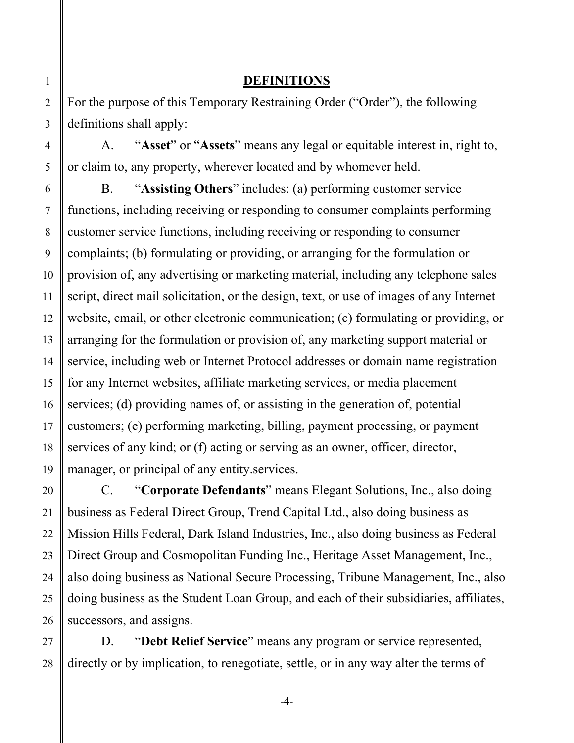## DEFINITIONS

For the purpose of this Temporary Restraining Order ("Order"), the following definitions shall apply:

A. "**Asset**" or "**Assets**" means any legal or equitable interest in, right to, or claim to, any property, wherever located and by whomever held.

B. "**Assisting Others**" includes: (a) performing customer service functions, including receiving or responding to consumer complaints performing customer service functions, including receiving or responding to consumer complaints; (b) formulating or providing, or arranging for the formulation or provision of, any advertising or marketing material, including any telephone sales script, direct mail solicitation, or the design, text, or use of images of any Internet website, email, or other electronic communication; (c) formulating or providing, or arranging for the formulation or provision of, any marketing support material or service, including web or Internet Protocol addresses or domain name registration for any Internet websites, affiliate marketing services, or media placement services; (d) providing names of, or assisting in the generation of, potential customers; (e) performing marketing, billing, payment processing, or payment services of any kind; or (f) acting or serving as an owner, officer, director, manager, or principal of any entity.services.

C. "**Corporate Defendants**" means Elegant Solutions, Inc., also doing business as Federal Direct Group, Trend Capital Ltd., also doing business as Mission Hills Federal, Dark Island Industries, Inc., also doing business as Federal Direct Group and Cosmopolitan Funding Inc., Heritage Asset Management, Inc., also doing business as National Secure Processing, Tribune Management, Inc., also doing business as the Student Loan Group, and each of their subsidiaries, affiliates, successors, and assigns.

D. "**Debt Relief Service**" means any program or service represented, directly or by implication, to renegotiate, settle, or in any way alter the terms of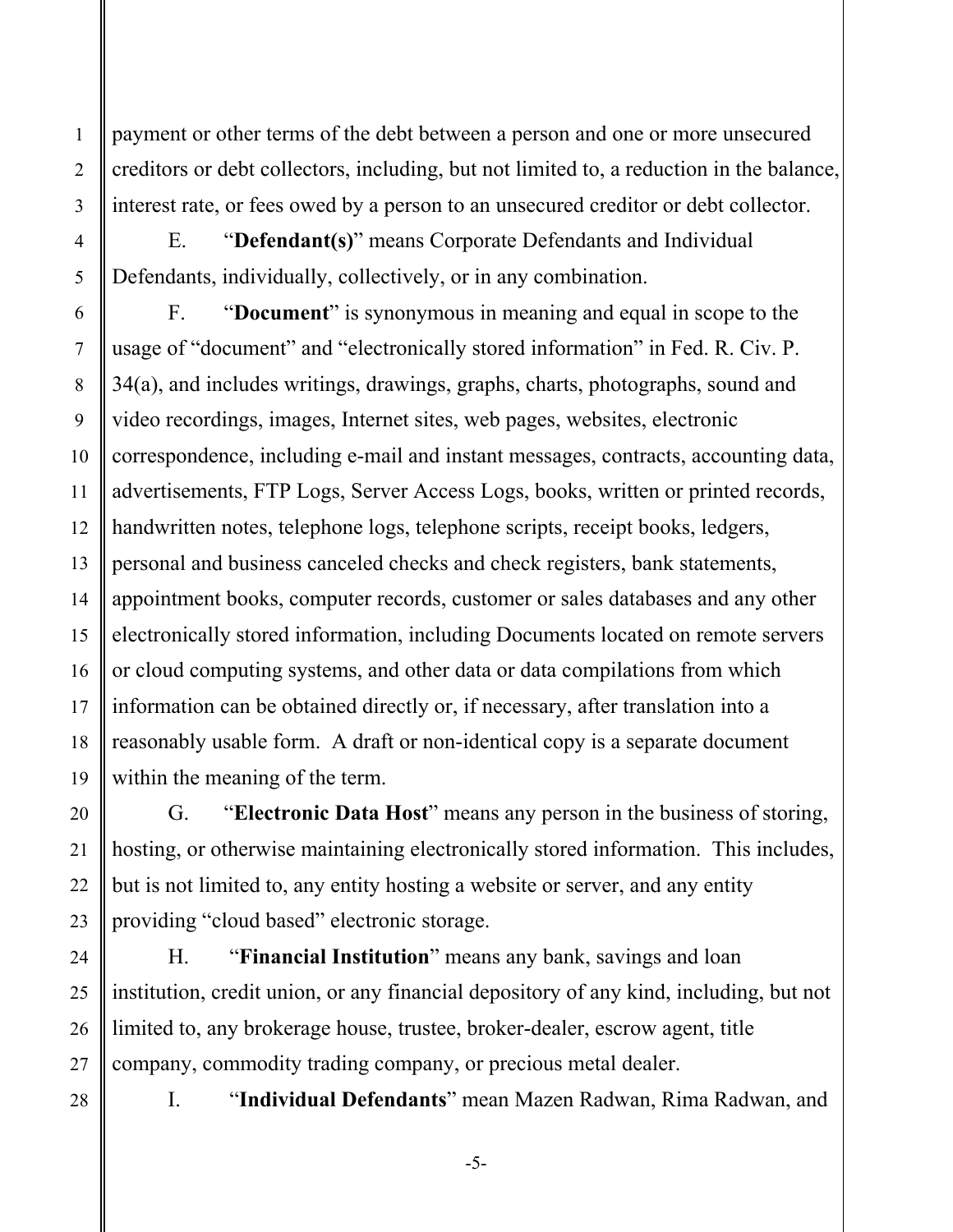payment or other terms of the debt between a person and one or more unsecured creditors or debt collectors, including, but not limited to, a reduction in the balance, interest rate, or fees owed by a person to an unsecured creditor or debt collector.

E. "**Defendant(s)**" means Corporate Defendants and Individual Defendants, individually, collectively, or in any combination.

F. "**Document**" is synonymous in meaning and equal in scope to the usage of "document" and "electronically stored information" in Fed. R. Civ. P. 34(a), and includes writings, drawings, graphs, charts, photographs, sound and video recordings, images, Internet sites, web pages, websites, electronic correspondence, including e-mail and instant messages, contracts, accounting data, advertisements, FTP Logs, Server Access Logs, books, written or printed records, handwritten notes, telephone logs, telephone scripts, receipt books, ledgers, personal and business canceled checks and check registers, bank statements, appointment books, computer records, customer or sales databases and any other electronically stored information, including Documents located on remote servers or cloud computing systems, and other data or data compilations from which information can be obtained directly or, if necessary, after translation into a reasonably usable form. A draft or non-identical copy is a separate document within the meaning of the term.

G. "**Electronic Data Host**" means any person in the business of storing, hosting, or otherwise maintaining electronically stored information. This includes, but is not limited to, any entity hosting a website or server, and any entity providing "cloud based" electronic storage.

H. "**Financial Institution**" means any bank, savings and loan institution, credit union, or any financial depository of any kind, including, but not limited to, any brokerage house, trustee, broker-dealer, escrow agent, title company, commodity trading company, or precious metal dealer.

I. "**Individual Defendants**" mean Mazen Radwan, Rima Radwan, and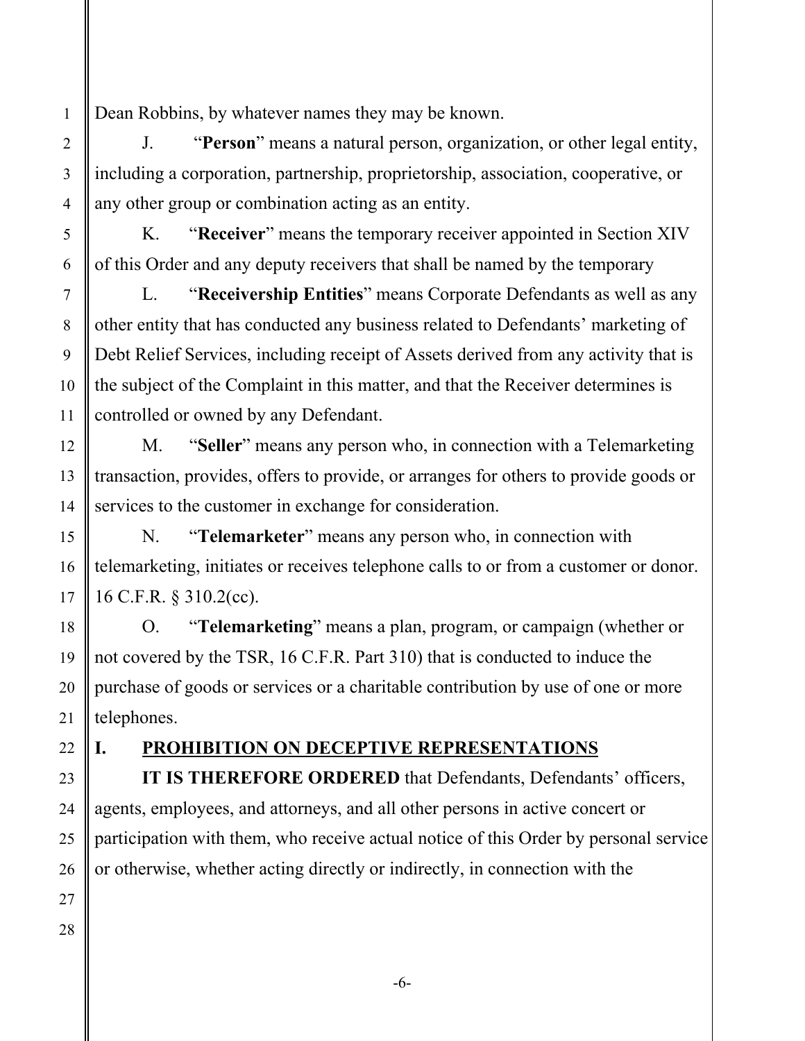Dean Robbins, by whatever names they may be known.

J. "**Person**" means a natural person, organization, or other legal entity, including a corporation, partnership, proprietorship, association, cooperative, or any other group or combination acting as an entity.

K. "**Receiver**" means the temporary receiver appointed in Section XIV of this Order and any deputy receivers that shall be named by the temporary

L. "**Receivership Entities**" means Corporate Defendants as well as any other entity that has conducted any business related to Defendants' marketing of Debt Relief Services, including receipt of Assets derived from any activity that is the subject of the Complaint in this matter, and that the Receiver determines is controlled or owned by any Defendant.

M. "**Seller**" means any person who, in connection with a Telemarketing transaction, provides, offers to provide, or arranges for others to provide goods or services to the customer in exchange for consideration.

N. "**Telemarketer**" means any person who, in connection with telemarketing, initiates or receives telephone calls to or from a customer or donor. 16 C.F.R. § 310.2(cc).

O. "**Telemarketing**" means a plan, program, or campaign (whether or not covered by the TSR, 16 C.F.R. Part 310) that is conducted to induce the purchase of goods or services or a charitable contribution by use of one or more telephones.

## I. PROHIBITION ON DECEPTIVE REPRESENTATIONS

**IT IS THEREFORE ORDERED** that Defendants, Defendants' officers, agents, employees, and attorneys, and all other persons in active concert or participation with them, who receive actual notice of this Order by personal service or otherwise, whether acting directly or indirectly, in connection with the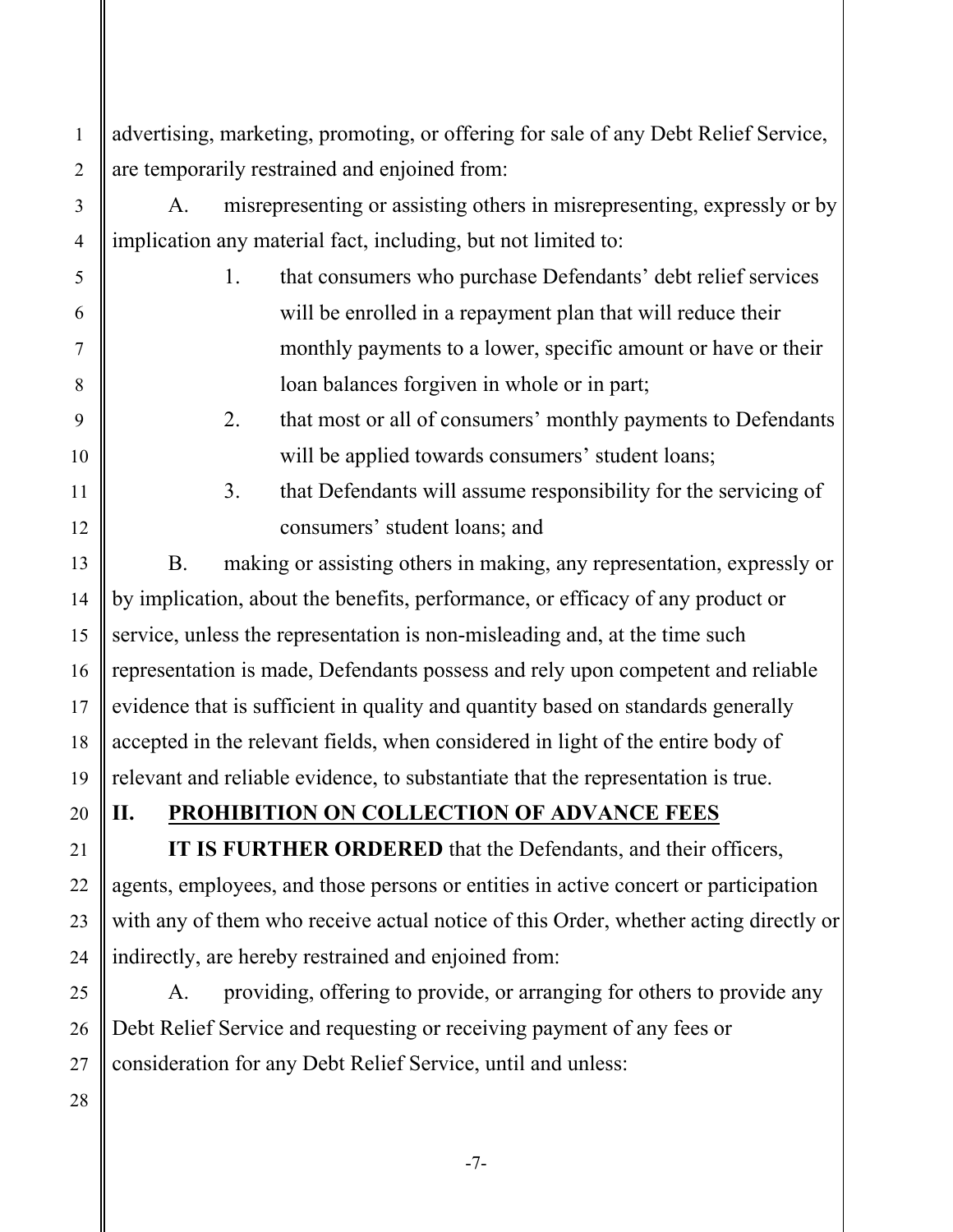advertising, marketing, promoting, or offering for sale of any Debt Relief Service, are temporarily restrained and enjoined from:

A. misrepresenting or assisting others in misrepresenting, expressly or by implication any material fact, including, but not limited to:

1. that consumers who purchase Defendants' debt relief services will be enrolled in a repayment plan that will reduce their monthly payments to a lower, specific amount or have or their loan balances forgiven in whole or in part;
2. that most or all of consumers' monthly payments to Defendants will be applied towards consumers' student loans;
3. that Defendants will assume responsibility for the servicing of consumers' student loans; and

B. making or assisting others in making, any representation, expressly or by implication, about the benefits, performance, or efficacy of any product or service, unless the representation is non-misleading and, at the time such representation is made, Defendants possess and rely upon competent and reliable evidence that is sufficient in quality and quantity based on standards generally accepted in the relevant fields, when considered in light of the entire body of relevant and reliable evidence, to substantiate that the representation is true.

## II. <u>PROHIBITION ON COLLECTION OF ADVANCE FEES</u>

**IT IS FURTHER ORDERED** that the Defendants, and their officers, agents, employees, and those persons or entities in active concert or participation with any of them who receive actual notice of this Order, whether acting directly or indirectly, are hereby restrained and enjoined from:

A. providing, offering to provide, or arranging for others to provide any Debt Relief Service and requesting or receiving payment of any fees or consideration for any Debt Relief Service, until and unless: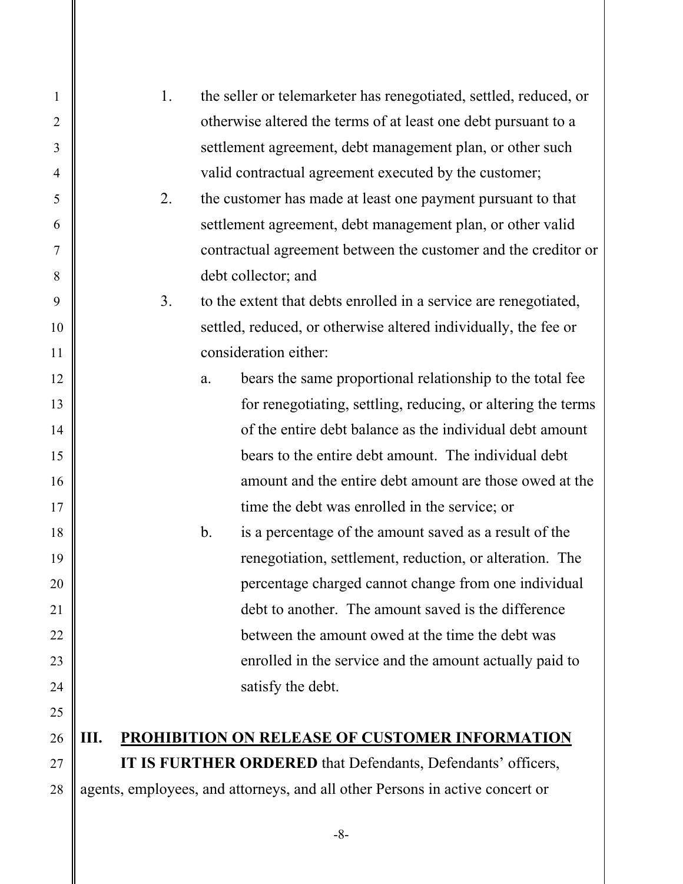1. the seller or telemarketer has renegotiated, settled, reduced, or otherwise altered the terms of at least one debt pursuant to a settlement agreement, debt management plan, or other such valid contractual agreement executed by the customer;
2. the customer has made at least one payment pursuant to that settlement agreement, debt management plan, or other valid contractual agreement between the customer and the creditor or debt collector; and
3. to the extent that debts enrolled in a service are renegotiated, settled, reduced, or otherwise altered individually, the fee or consideration either:
   a. bears the same proportional relationship to the total fee for renegotiating, settling, reducing, or altering the terms of the entire debt balance as the individual debt amount bears to the entire debt amount. The individual debt amount and the entire debt amount are those owed at the time the debt was enrolled in the service; or
   b. is a percentage of the amount saved as a result of the renegotiation, settlement, reduction, or alteration. The percentage charged cannot change from one individual debt to another. The amount saved is the difference between the amount owed at the time the debt was enrolled in the service and the amount actually paid to satisfy the debt.

## III. PROHIBITION ON RELEASE OF CUSTOMER INFORMATION

**IT IS FURTHER ORDERED** that Defendants, Defendants' officers, agents, employees, and attorneys, and all other Persons in active concert or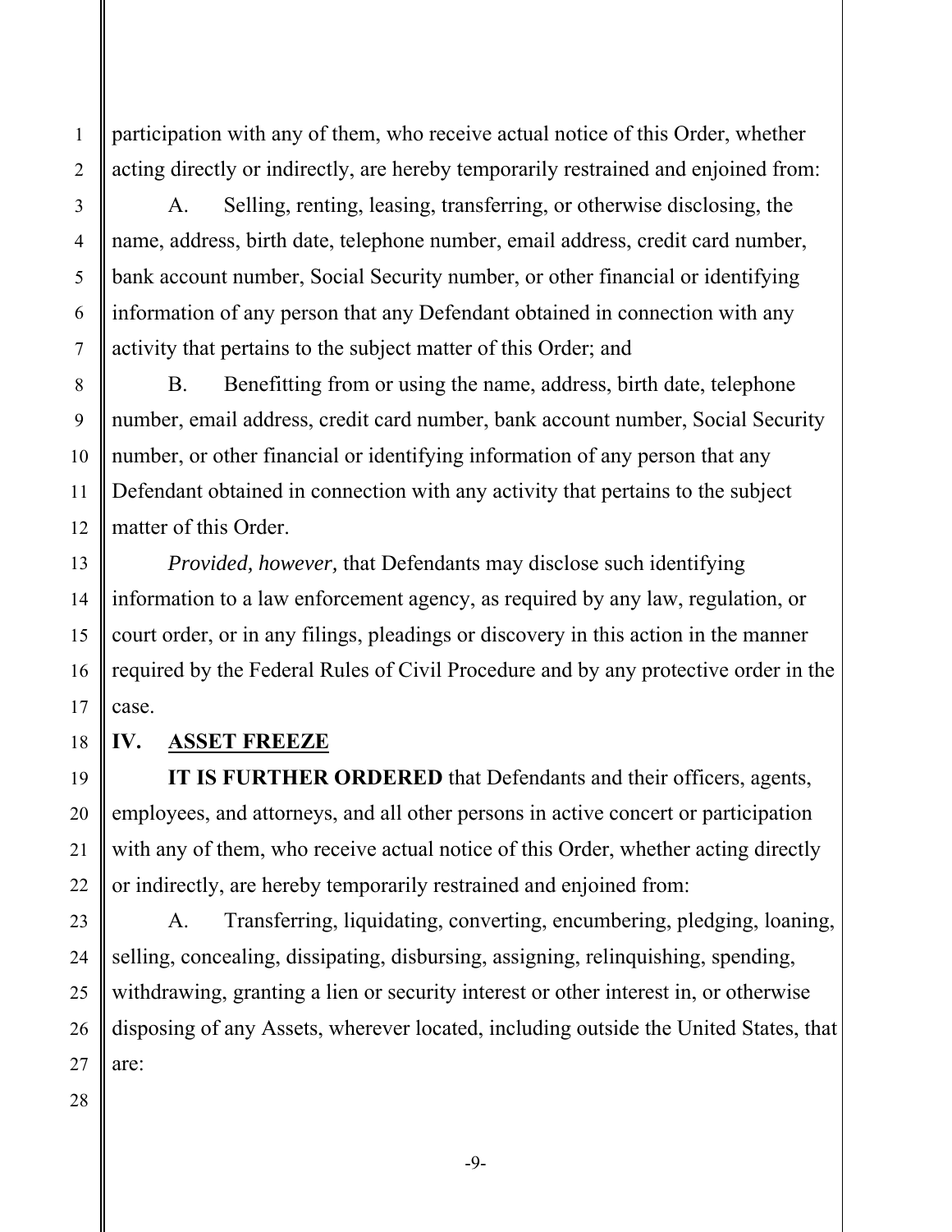participation with any of them, who receive actual notice of this Order, whether acting directly or indirectly, are hereby temporarily restrained and enjoined from:

A. Selling, renting, leasing, transferring, or otherwise disclosing, the name, address, birth date, telephone number, email address, credit card number, bank account number, Social Security number, or other financial or identifying information of any person that any Defendant obtained in connection with any activity that pertains to the subject matter of this Order; and

B. Benefitting from or using the name, address, birth date, telephone number, email address, credit card number, bank account number, Social Security number, or other financial or identifying information of any person that any Defendant obtained in connection with any activity that pertains to the subject matter of this Order.

*Provided, however,* that Defendants may disclose such identifying information to a law enforcement agency, as required by any law, regulation, or court order, or in any filings, pleadings or discovery in this action in the manner required by the Federal Rules of Civil Procedure and by any protective order in the case.

## IV. ASSET FREEZE

**IT IS FURTHER ORDERED** that Defendants and their officers, agents, employees, and attorneys, and all other persons in active concert or participation with any of them, who receive actual notice of this Order, whether acting directly or indirectly, are hereby temporarily restrained and enjoined from:

A. Transferring, liquidating, converting, encumbering, pledging, loaning, selling, concealing, dissipating, disbursing, assigning, relinquishing, spending, withdrawing, granting a lien or security interest or other interest in, or otherwise disposing of any Assets, wherever located, including outside the United States, that are: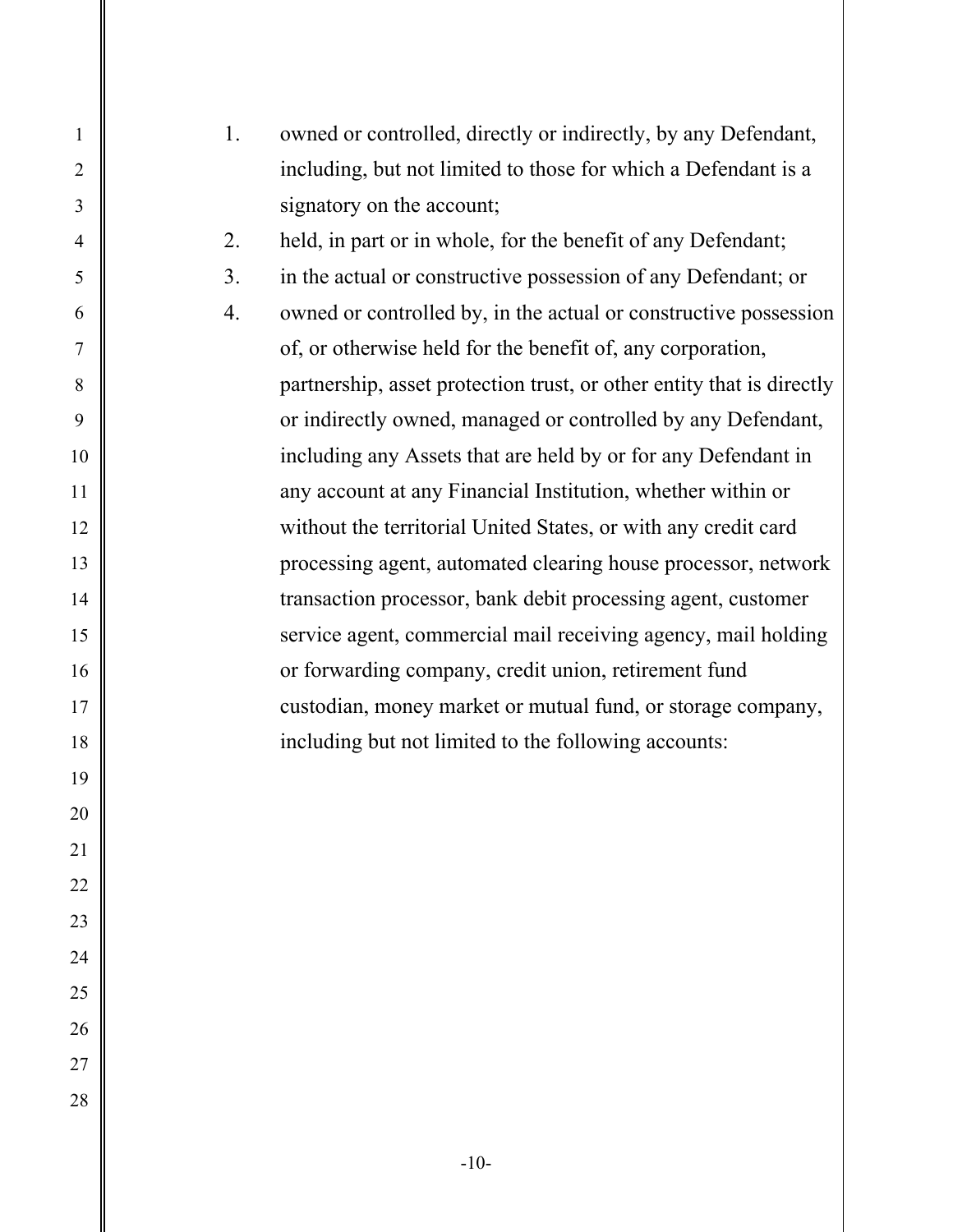1. owned or controlled, directly or indirectly, by any Defendant, including, but not limited to those for which a Defendant is a signatory on the account;
2. held, in part or in whole, for the benefit of any Defendant;
3. in the actual or constructive possession of any Defendant; or
4. owned or controlled by, in the actual or constructive possession of, or otherwise held for the benefit of, any corporation, partnership, asset protection trust, or other entity that is directly or indirectly owned, managed or controlled by any Defendant, including any Assets that are held by or for any Defendant in any account at any Financial Institution, whether within or without the territorial United States, or with any credit card processing agent, automated clearing house processor, network transaction processor, bank debit processing agent, customer service agent, commercial mail receiving agency, mail holding or forwarding company, credit union, retirement fund custodian, money market or mutual fund, or storage company, including but not limited to the following accounts: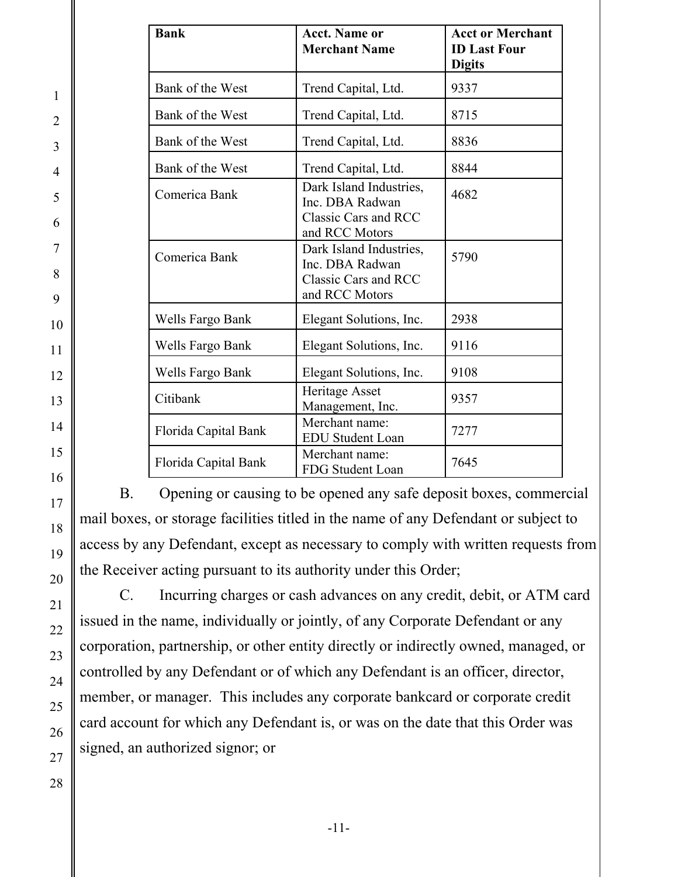| Bank | Acct. Name or Merchant Name | Acct or Merchant ID Last Four Digits |
| --- | --- | --- |
| Bank of the West | Trend Capital, Ltd. | 9337 |
| Bank of the West | Trend Capital, Ltd. | 8715 |
| Bank of the West | Trend Capital, Ltd. | 8836 |
| Bank of the West | Trend Capital, Ltd. | 8844 |
| Comerica Bank | Dark Island Industries, Inc. DBA Radwan Classic Cars and RCC and RCC Motors | 4682 |
| Comerica Bank | Dark Island Industries, Inc. DBA Radwan Classic Cars and RCC and RCC Motors | 5790 |
| Wells Fargo Bank | Elegant Solutions, Inc. | 2938 |
| Wells Fargo Bank | Elegant Solutions, Inc. | 9116 |
| Wells Fargo Bank | Elegant Solutions, Inc. | 9108 |
| Citibank | Heritage Asset Management, Inc. | 9357 |
| Florida Capital Bank | Merchant name: EDU Student Loan | 7277 |
| Florida Capital Bank | Merchant name: FDG Student Loan | 7645 |

B. Opening or causing to be opened any safe deposit boxes, commercial mail boxes, or storage facilities titled in the name of any Defendant or subject to access by any Defendant, except as necessary to comply with written requests from the Receiver acting pursuant to its authority under this Order;

C. Incurring charges or cash advances on any credit, debit, or ATM card issued in the name, individually or jointly, of any Corporate Defendant or any corporation, partnership, or other entity directly or indirectly owned, managed, or controlled by any Defendant or of which any Defendant is an officer, director, member, or manager. This includes any corporate bankcard or corporate credit card account for which any Defendant is, or was on the date that this Order was signed, an authorized signor; or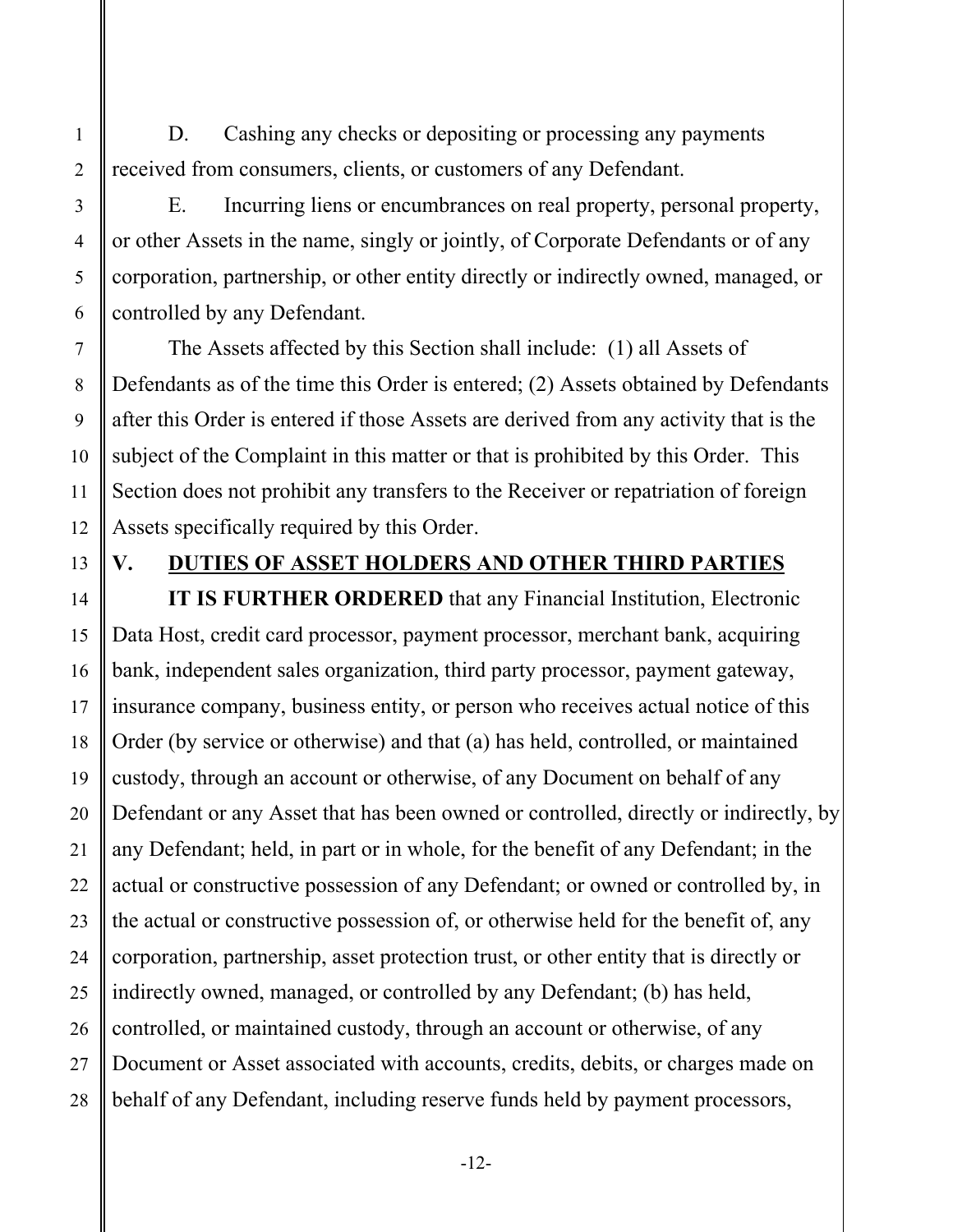D. Cashing any checks or depositing or processing any payments received from consumers, clients, or customers of any Defendant.

E. Incurring liens or encumbrances on real property, personal property, or other Assets in the name, singly or jointly, of Corporate Defendants or of any corporation, partnership, or other entity directly or indirectly owned, managed, or controlled by any Defendant.

The Assets affected by this Section shall include: (1) all Assets of Defendants as of the time this Order is entered; (2) Assets obtained by Defendants after this Order is entered if those Assets are derived from any activity that is the subject of the Complaint in this matter or that is prohibited by this Order. This Section does not prohibit any transfers to the Receiver or repatriation of foreign Assets specifically required by this Order.

## V. <u>DUTIES OF ASSET HOLDERS AND OTHER THIRD PARTIES</u>

**IT IS FURTHER ORDERED** that any Financial Institution, Electronic Data Host, credit card processor, payment processor, merchant bank, acquiring bank, independent sales organization, third party processor, payment gateway, insurance company, business entity, or person who receives actual notice of this Order (by service or otherwise) and that (a) has held, controlled, or maintained custody, through an account or otherwise, of any Document on behalf of any Defendant or any Asset that has been owned or controlled, directly or indirectly, by any Defendant; held, in part or in whole, for the benefit of any Defendant; in the actual or constructive possession of any Defendant; or owned or controlled by, in the actual or constructive possession of, or otherwise held for the benefit of, any corporation, partnership, asset protection trust, or other entity that is directly or indirectly owned, managed, or controlled by any Defendant; (b) has held, controlled, or maintained custody, through an account or otherwise, of any Document or Asset associated with accounts, credits, debits, or charges made on behalf of any Defendant, including reserve funds held by payment processors,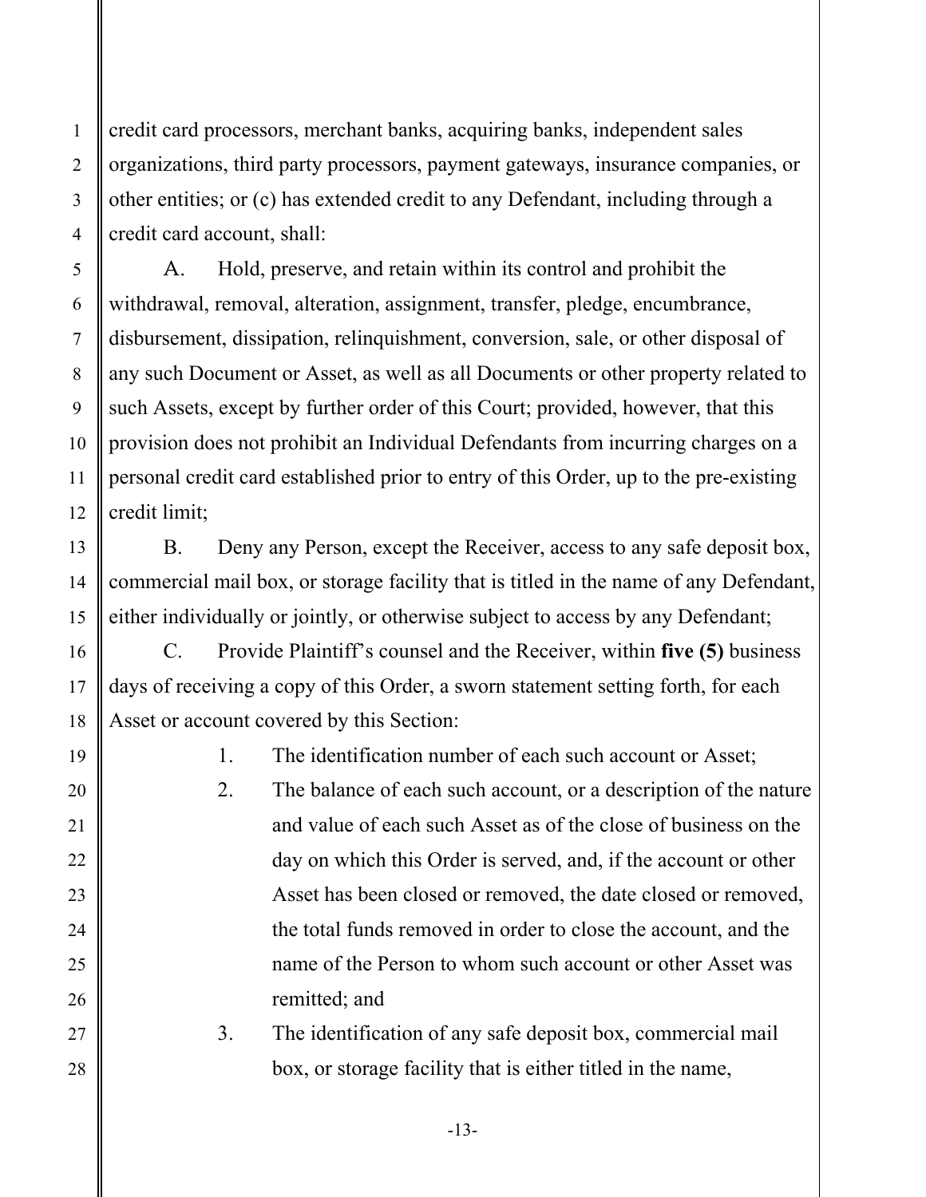credit card processors, merchant banks, acquiring banks, independent sales organizations, third party processors, payment gateways, insurance companies, or other entities; or (c) has extended credit to any Defendant, including through a credit card account, shall:

A. Hold, preserve, and retain within its control and prohibit the withdrawal, removal, alteration, assignment, transfer, pledge, encumbrance, disbursement, dissipation, relinquishment, conversion, sale, or other disposal of any such Document or Asset, as well as all Documents or other property related to such Assets, except by further order of this Court; provided, however, that this provision does not prohibit an Individual Defendants from incurring charges on a personal credit card established prior to entry of this Order, up to the pre-existing credit limit;

B. Deny any Person, except the Receiver, access to any safe deposit box, commercial mail box, or storage facility that is titled in the name of any Defendant, either individually or jointly, or otherwise subject to access by any Defendant;

C. Provide Plaintiff's counsel and the Receiver, within **five (5)** business days of receiving a copy of this Order, a sworn statement setting forth, for each Asset or account covered by this Section:

1. The identification number of each such account or Asset;
2. The balance of each such account, or a description of the nature and value of each such Asset as of the close of business on the day on which this Order is served, and, if the account or other Asset has been closed or removed, the date closed or removed, the total funds removed in order to close the account, and the name of the Person to whom such account or other Asset was remitted; and
3. The identification of any safe deposit box, commercial mail box, or storage facility that is either titled in the name,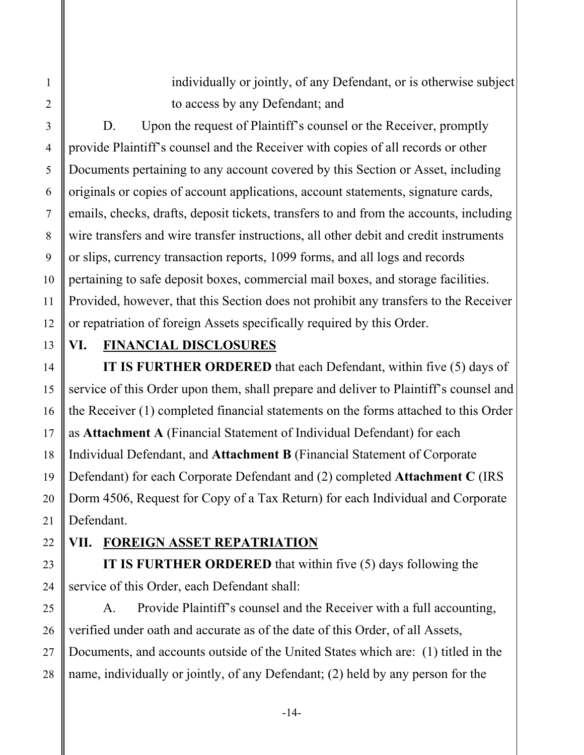individually or jointly, of any Defendant, or is otherwise subject to access by any Defendant; and

D. Upon the request of Plaintiff's counsel or the Receiver, promptly provide Plaintiff's counsel and the Receiver with copies of all records or other Documents pertaining to any account covered by this Section or Asset, including originals or copies of account applications, account statements, signature cards, emails, checks, drafts, deposit tickets, transfers to and from the accounts, including wire transfers and wire transfer instructions, all other debit and credit instruments or slips, currency transaction reports, 1099 forms, and all logs and records pertaining to safe deposit boxes, commercial mail boxes, and storage facilities. Provided, however, that this Section does not prohibit any transfers to the Receiver or repatriation of foreign Assets specifically required by this Order.

## VI. FINANCIAL DISCLOSURES

**IT IS FURTHER ORDERED** that each Defendant, within five (5) days of service of this Order upon them, shall prepare and deliver to Plaintiff's counsel and the Receiver (1) completed financial statements on the forms attached to this Order as **Attachment A** (Financial Statement of Individual Defendant) for each Individual Defendant, and **Attachment B** (Financial Statement of Corporate Defendant) for each Corporate Defendant and (2) completed **Attachment C** (IRS Dorm 4506, Request for Copy of a Tax Return) for each Individual and Corporate Defendant.

## VII. FOREIGN ASSET REPATRIATION

**IT IS FURTHER ORDERED** that within five (5) days following the service of this Order, each Defendant shall:

A. Provide Plaintiff's counsel and the Receiver with a full accounting, verified under oath and accurate as of the date of this Order, of all Assets, Documents, and accounts outside of the United States which are: (1) titled in the name, individually or jointly, of any Defendant; (2) held by any person for the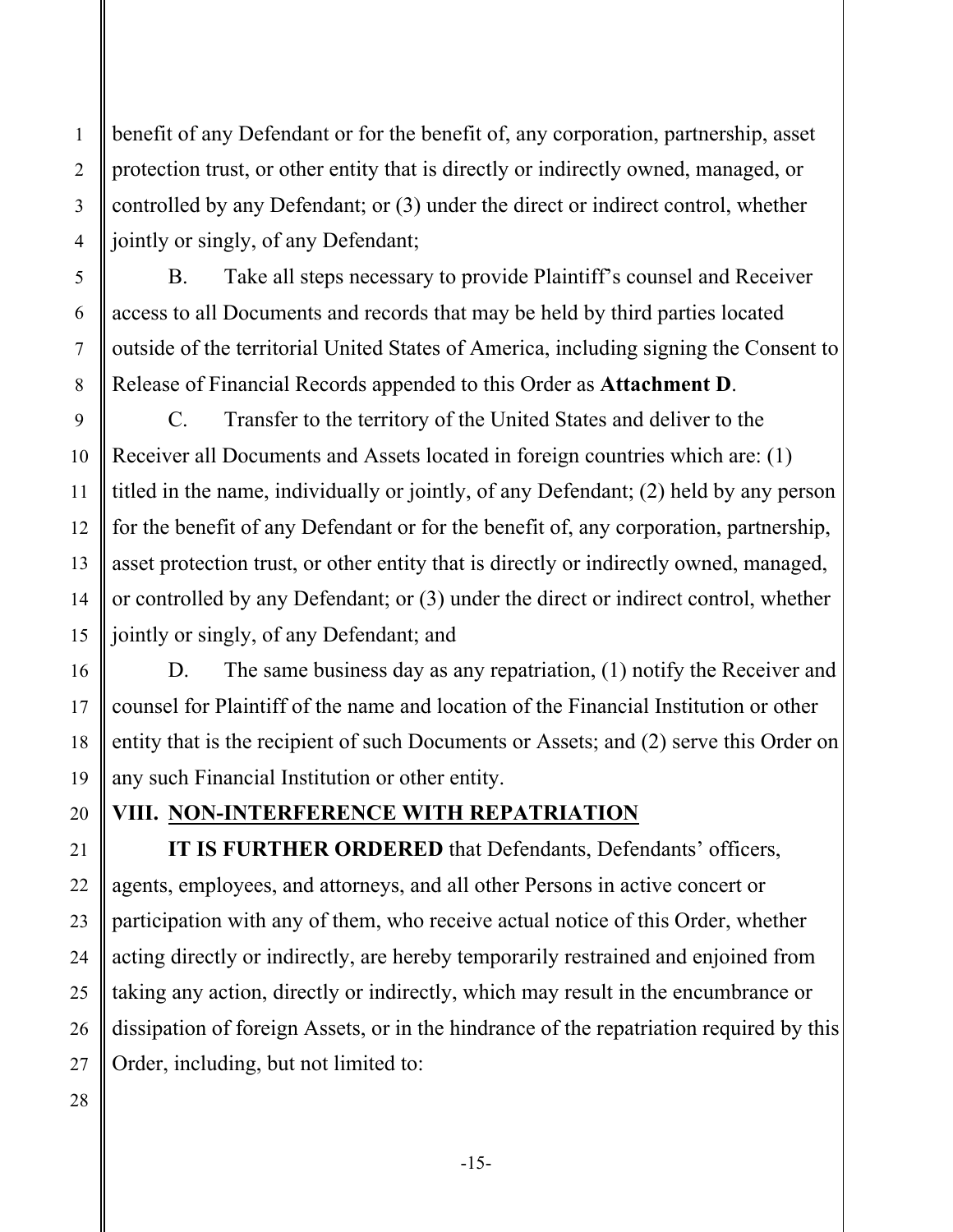benefit of any Defendant or for the benefit of, any corporation, partnership, asset protection trust, or other entity that is directly or indirectly owned, managed, or controlled by any Defendant; or (3) under the direct or indirect control, whether jointly or singly, of any Defendant;

B. Take all steps necessary to provide Plaintiff's counsel and Receiver access to all Documents and records that may be held by third parties located outside of the territorial United States of America, including signing the Consent to Release of Financial Records appended to this Order as **Attachment D**.

C. Transfer to the territory of the United States and deliver to the Receiver all Documents and Assets located in foreign countries which are: (1) titled in the name, individually or jointly, of any Defendant; (2) held by any person for the benefit of any Defendant or for the benefit of, any corporation, partnership, asset protection trust, or other entity that is directly or indirectly owned, managed, or controlled by any Defendant; or (3) under the direct or indirect control, whether jointly or singly, of any Defendant; and

D. The same business day as any repatriation, (1) notify the Receiver and counsel for Plaintiff of the name and location of the Financial Institution or other entity that is the recipient of such Documents or Assets; and (2) serve this Order on any such Financial Institution or other entity.

## VIII. NON-INTERFERENCE WITH REPATRIATION

**IT IS FURTHER ORDERED** that Defendants, Defendants' officers, agents, employees, and attorneys, and all other Persons in active concert or participation with any of them, who receive actual notice of this Order, whether acting directly or indirectly, are hereby temporarily restrained and enjoined from taking any action, directly or indirectly, which may result in the encumbrance or dissipation of foreign Assets, or in the hindrance of the repatriation required by this Order, including, but not limited to: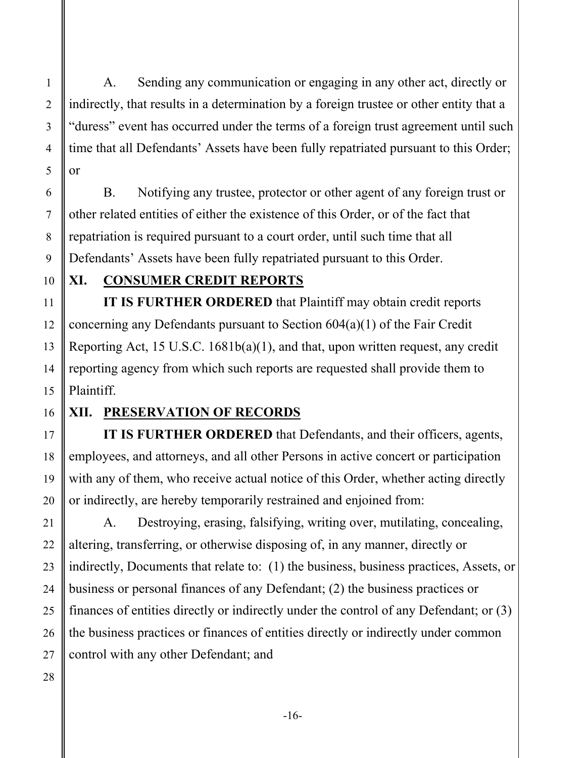A. Sending any communication or engaging in any other act, directly or indirectly, that results in a determination by a foreign trustee or other entity that a "duress" event has occurred under the terms of a foreign trust agreement until such time that all Defendants' Assets have been fully repatriated pursuant to this Order; or

B. Notifying any trustee, protector or other agent of any foreign trust or other related entities of either the existence of this Order, or of the fact that repatriation is required pursuant to a court order, until such time that all Defendants' Assets have been fully repatriated pursuant to this Order.

## XI. CONSUMER CREDIT REPORTS

**IT IS FURTHER ORDERED** that Plaintiff may obtain credit reports concerning any Defendants pursuant to Section 604(a)(1) of the Fair Credit Reporting Act, 15 U.S.C. 1681b(a)(1), and that, upon written request, any credit reporting agency from which such reports are requested shall provide them to Plaintiff.

## XII. PRESERVATION OF RECORDS

**IT IS FURTHER ORDERED** that Defendants, and their officers, agents, employees, and attorneys, and all other Persons in active concert or participation with any of them, who receive actual notice of this Order, whether acting directly or indirectly, are hereby temporarily restrained and enjoined from:

A. Destroying, erasing, falsifying, writing over, mutilating, concealing, altering, transferring, or otherwise disposing of, in any manner, directly or indirectly, Documents that relate to: (1) the business, business practices, Assets, or business or personal finances of any Defendant; (2) the business practices or finances of entities directly or indirectly under the control of any Defendant; or (3) the business practices or finances of entities directly or indirectly under common control with any other Defendant; and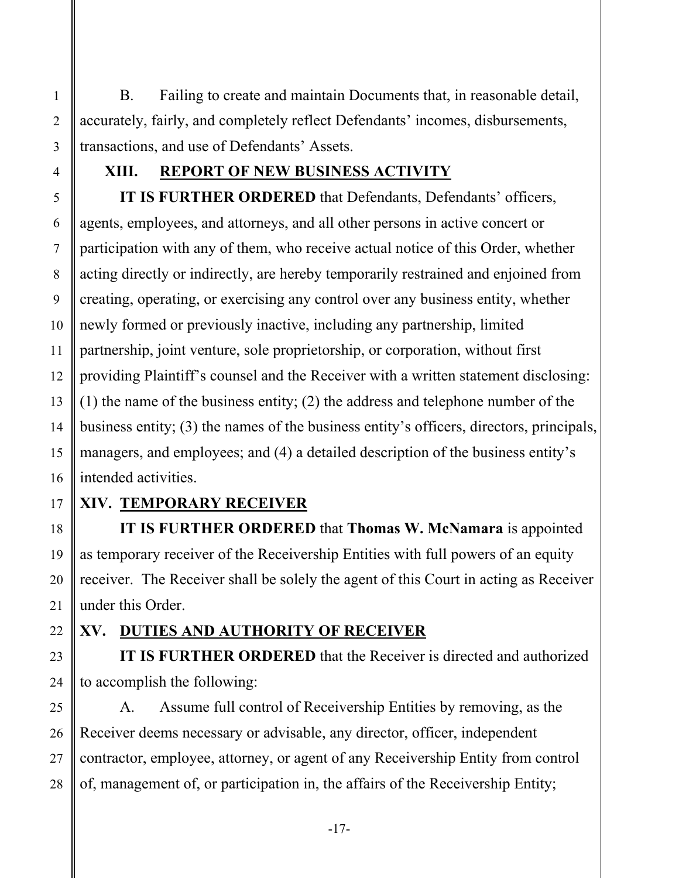B. Failing to create and maintain Documents that, in reasonable detail, accurately, fairly, and completely reflect Defendants' incomes, disbursements, transactions, and use of Defendants' Assets.

## XIII. REPORT OF NEW BUSINESS ACTIVITY

**IT IS FURTHER ORDERED** that Defendants, Defendants' officers, agents, employees, and attorneys, and all other persons in active concert or participation with any of them, who receive actual notice of this Order, whether acting directly or indirectly, are hereby temporarily restrained and enjoined from creating, operating, or exercising any control over any business entity, whether newly formed or previously inactive, including any partnership, limited partnership, joint venture, sole proprietorship, or corporation, without first providing Plaintiff's counsel and the Receiver with a written statement disclosing: (1) the name of the business entity; (2) the address and telephone number of the business entity; (3) the names of the business entity's officers, directors, principals, managers, and employees; and (4) a detailed description of the business entity's intended activities.

## XIV. TEMPORARY RECEIVER

**IT IS FURTHER ORDERED** that **Thomas W. McNamara** is appointed as temporary receiver of the Receivership Entities with full powers of an equity receiver. The Receiver shall be solely the agent of this Court in acting as Receiver under this Order.

## XV. DUTIES AND AUTHORITY OF RECEIVER

**IT IS FURTHER ORDERED** that the Receiver is directed and authorized to accomplish the following:

A. Assume full control of Receivership Entities by removing, as the Receiver deems necessary or advisable, any director, officer, independent contractor, employee, attorney, or agent of any Receivership Entity from control of, management of, or participation in, the affairs of the Receivership Entity;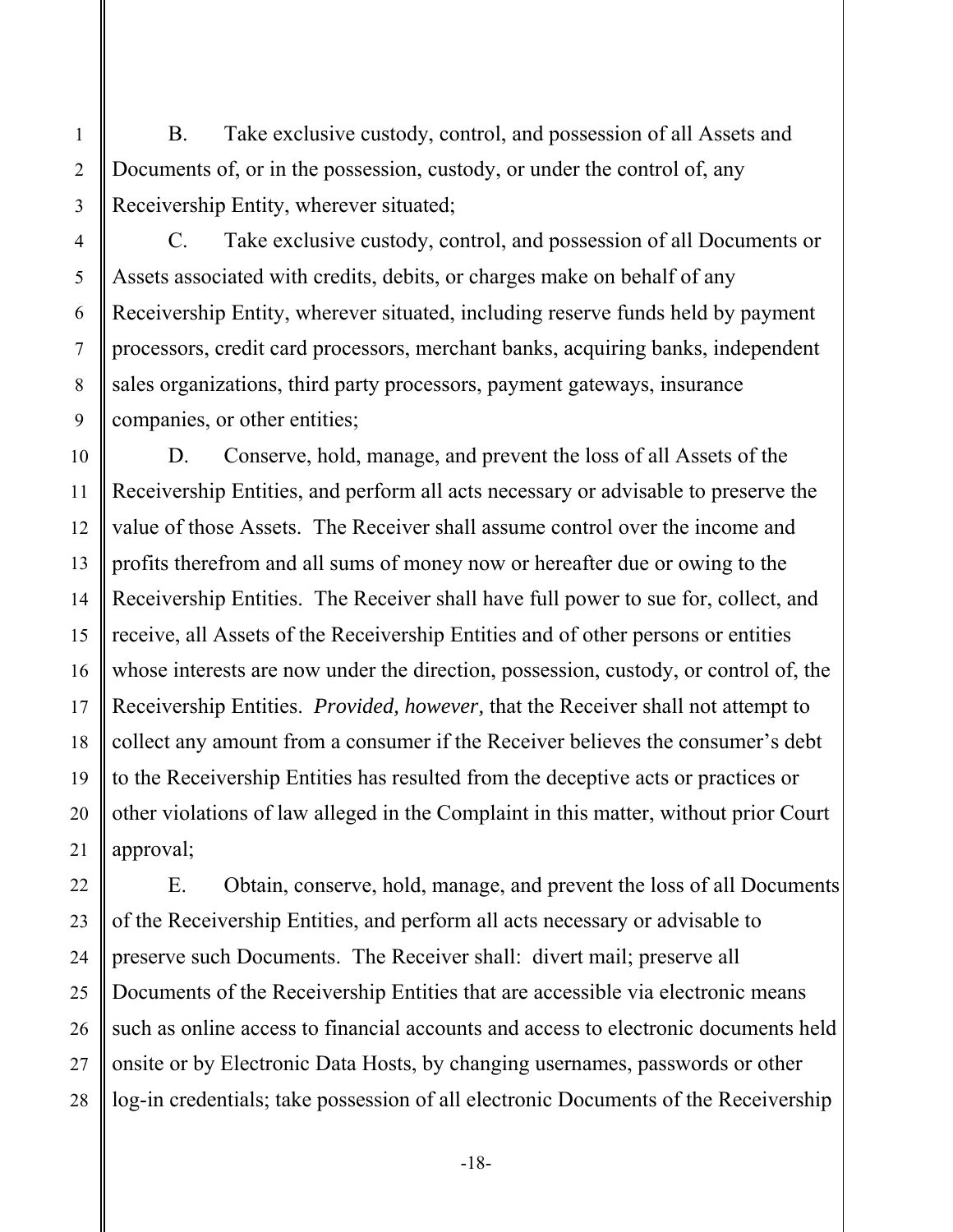B. Take exclusive custody, control, and possession of all Assets and Documents of, or in the possession, custody, or under the control of, any Receivership Entity, wherever situated;

C. Take exclusive custody, control, and possession of all Documents or Assets associated with credits, debits, or charges make on behalf of any Receivership Entity, wherever situated, including reserve funds held by payment processors, credit card processors, merchant banks, acquiring banks, independent sales organizations, third party processors, payment gateways, insurance companies, or other entities;

D. Conserve, hold, manage, and prevent the loss of all Assets of the Receivership Entities, and perform all acts necessary or advisable to preserve the value of those Assets. The Receiver shall assume control over the income and profits therefrom and all sums of money now or hereafter due or owing to the Receivership Entities. The Receiver shall have full power to sue for, collect, and receive, all Assets of the Receivership Entities and of other persons or entities whose interests are now under the direction, possession, custody, or control of, the Receivership Entities. *Provided, however,* that the Receiver shall not attempt to collect any amount from a consumer if the Receiver believes the consumer's debt to the Receivership Entities has resulted from the deceptive acts or practices or other violations of law alleged in the Complaint in this matter, without prior Court approval;

E. Obtain, conserve, hold, manage, and prevent the loss of all Documents of the Receivership Entities, and perform all acts necessary or advisable to preserve such Documents. The Receiver shall: divert mail; preserve all Documents of the Receivership Entities that are accessible via electronic means such as online access to financial accounts and access to electronic documents held onsite or by Electronic Data Hosts, by changing usernames, passwords or other log-in credentials; take possession of all electronic Documents of the Receivership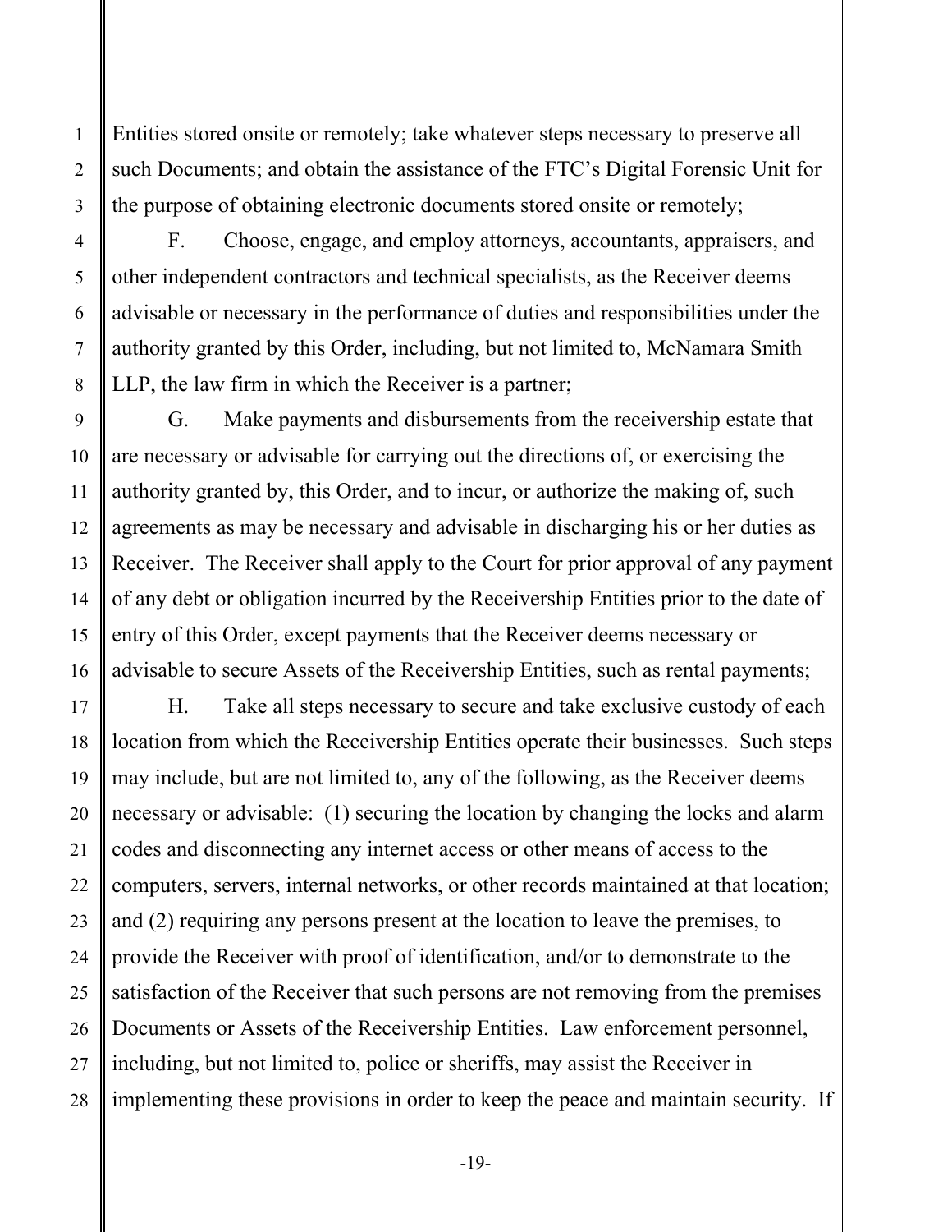Entities stored onsite or remotely; take whatever steps necessary to preserve all such Documents; and obtain the assistance of the FTC's Digital Forensic Unit for the purpose of obtaining electronic documents stored onsite or remotely;

F. Choose, engage, and employ attorneys, accountants, appraisers, and other independent contractors and technical specialists, as the Receiver deems advisable or necessary in the performance of duties and responsibilities under the authority granted by this Order, including, but not limited to, McNamara Smith LLP, the law firm in which the Receiver is a partner;

G. Make payments and disbursements from the receivership estate that are necessary or advisable for carrying out the directions of, or exercising the authority granted by, this Order, and to incur, or authorize the making of, such agreements as may be necessary and advisable in discharging his or her duties as Receiver. The Receiver shall apply to the Court for prior approval of any payment of any debt or obligation incurred by the Receivership Entities prior to the date of entry of this Order, except payments that the Receiver deems necessary or advisable to secure Assets of the Receivership Entities, such as rental payments;

H. Take all steps necessary to secure and take exclusive custody of each location from which the Receivership Entities operate their businesses. Such steps may include, but are not limited to, any of the following, as the Receiver deems necessary or advisable: (1) securing the location by changing the locks and alarm codes and disconnecting any internet access or other means of access to the computers, servers, internal networks, or other records maintained at that location; and (2) requiring any persons present at the location to leave the premises, to provide the Receiver with proof of identification, and/or to demonstrate to the satisfaction of the Receiver that such persons are not removing from the premises Documents or Assets of the Receivership Entities. Law enforcement personnel, including, but not limited to, police or sheriffs, may assist the Receiver in implementing these provisions in order to keep the peace and maintain security. If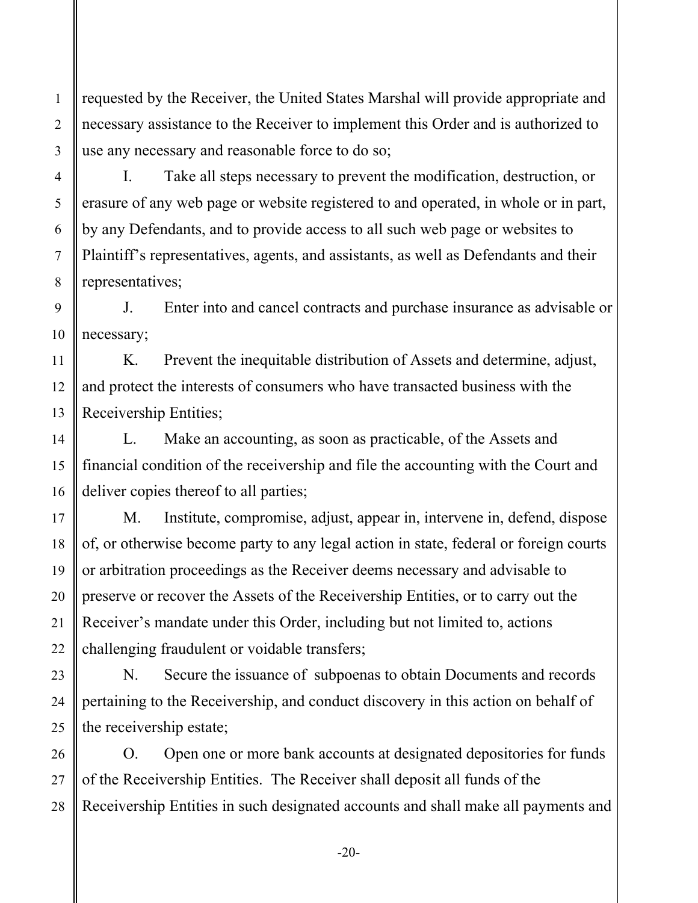requested by the Receiver, the United States Marshal will provide appropriate and necessary assistance to the Receiver to implement this Order and is authorized to use any necessary and reasonable force to do so;

I. Take all steps necessary to prevent the modification, destruction, or erasure of any web page or website registered to and operated, in whole or in part, by any Defendants, and to provide access to all such web page or websites to Plaintiff's representatives, agents, and assistants, as well as Defendants and their representatives;

J. Enter into and cancel contracts and purchase insurance as advisable or necessary;

K. Prevent the inequitable distribution of Assets and determine, adjust, and protect the interests of consumers who have transacted business with the Receivership Entities;

L. Make an accounting, as soon as practicable, of the Assets and financial condition of the receivership and file the accounting with the Court and deliver copies thereof to all parties;

M. Institute, compromise, adjust, appear in, intervene in, defend, dispose of, or otherwise become party to any legal action in state, federal or foreign courts or arbitration proceedings as the Receiver deems necessary and advisable to preserve or recover the Assets of the Receivership Entities, or to carry out the Receiver's mandate under this Order, including but not limited to, actions challenging fraudulent or voidable transfers;

N. Secure the issuance of subpoenas to obtain Documents and records pertaining to the Receivership, and conduct discovery in this action on behalf of the receivership estate;

O. Open one or more bank accounts at designated depositories for funds of the Receivership Entities. The Receiver shall deposit all funds of the Receivership Entities in such designated accounts and shall make all payments and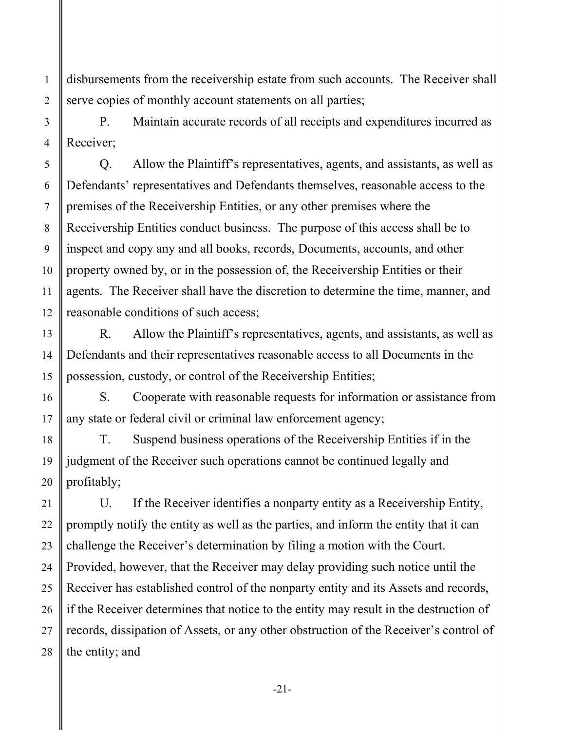disbursements from the receivership estate from such accounts. The Receiver shall serve copies of monthly account statements on all parties;

P. Maintain accurate records of all receipts and expenditures incurred as Receiver;

Q. Allow the Plaintiff's representatives, agents, and assistants, as well as Defendants' representatives and Defendants themselves, reasonable access to the premises of the Receivership Entities, or any other premises where the Receivership Entities conduct business. The purpose of this access shall be to inspect and copy any and all books, records, Documents, accounts, and other property owned by, or in the possession of, the Receivership Entities or their agents. The Receiver shall have the discretion to determine the time, manner, and reasonable conditions of such access;

R. Allow the Plaintiff's representatives, agents, and assistants, as well as Defendants and their representatives reasonable access to all Documents in the possession, custody, or control of the Receivership Entities;

S. Cooperate with reasonable requests for information or assistance from any state or federal civil or criminal law enforcement agency;

T. Suspend business operations of the Receivership Entities if in the judgment of the Receiver such operations cannot be continued legally and profitably;

U. If the Receiver identifies a nonparty entity as a Receivership Entity, promptly notify the entity as well as the parties, and inform the entity that it can challenge the Receiver's determination by filing a motion with the Court. Provided, however, that the Receiver may delay providing such notice until the Receiver has established control of the nonparty entity and its Assets and records, if the Receiver determines that notice to the entity may result in the destruction of records, dissipation of Assets, or any other obstruction of the Receiver's control of the entity; and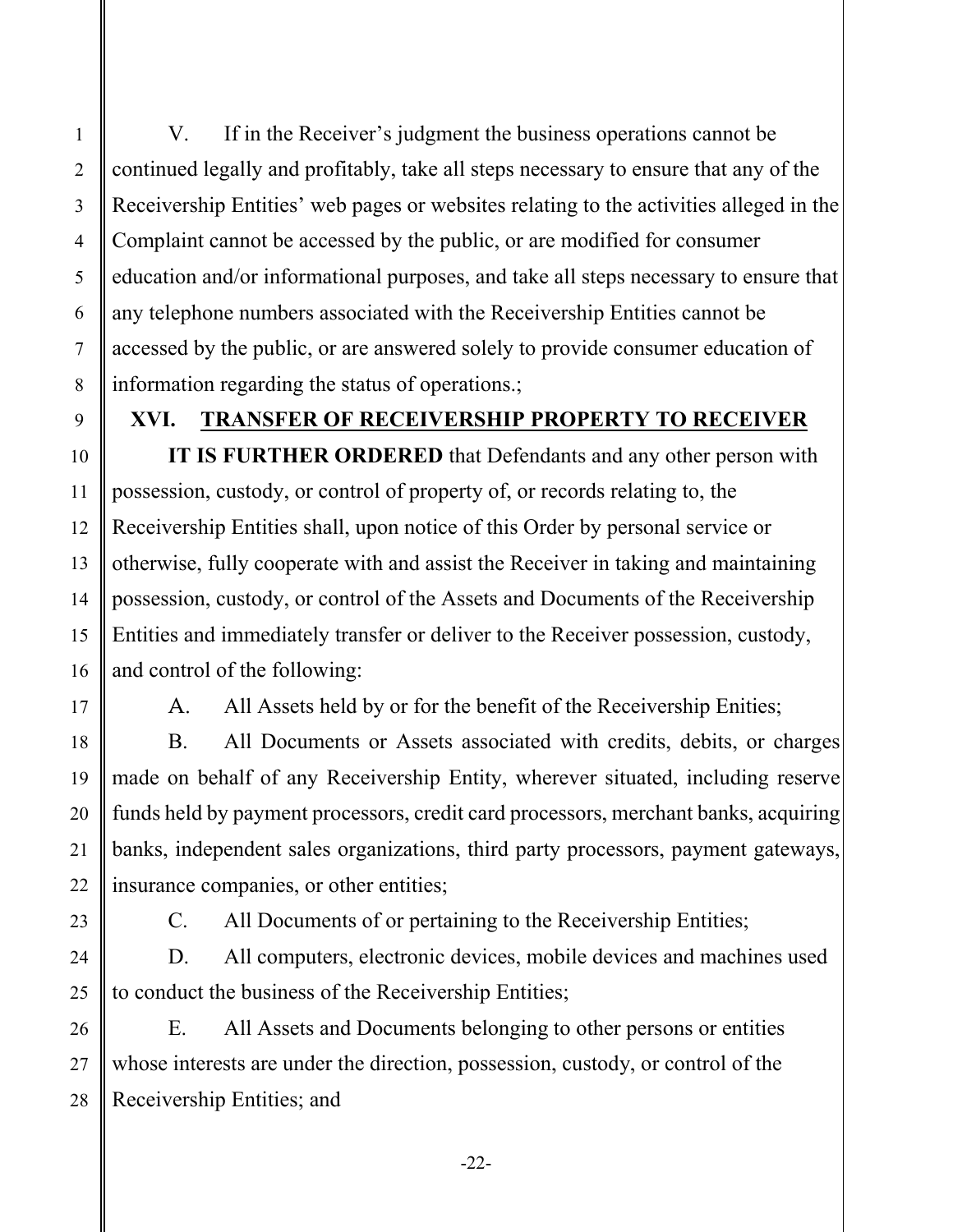V. If in the Receiver's judgment the business operations cannot be continued legally and profitably, take all steps necessary to ensure that any of the Receivership Entities' web pages or websites relating to the activities alleged in the Complaint cannot be accessed by the public, or are modified for consumer education and/or informational purposes, and take all steps necessary to ensure that any telephone numbers associated with the Receivership Entities cannot be accessed by the public, or are answered solely to provide consumer education of information regarding the status of operations.;

## XVI. TRANSFER OF RECEIVERSHIP PROPERTY TO RECEIVER

**IT IS FURTHER ORDERED** that Defendants and any other person with possession, custody, or control of property of, or records relating to, the Receivership Entities shall, upon notice of this Order by personal service or otherwise, fully cooperate with and assist the Receiver in taking and maintaining possession, custody, or control of the Assets and Documents of the Receivership Entities and immediately transfer or deliver to the Receiver possession, custody, and control of the following:

A. All Assets held by or for the benefit of the Receivership Enities;

B. All Documents or Assets associated with credits, debits, or charges made on behalf of any Receivership Entity, wherever situated, including reserve funds held by payment processors, credit card processors, merchant banks, acquiring banks, independent sales organizations, third party processors, payment gateways, insurance companies, or other entities;

C. All Documents of or pertaining to the Receivership Entities;

D. All computers, electronic devices, mobile devices and machines used to conduct the business of the Receivership Entities;

E. All Assets and Documents belonging to other persons or entities whose interests are under the direction, possession, custody, or control of the Receivership Entities; and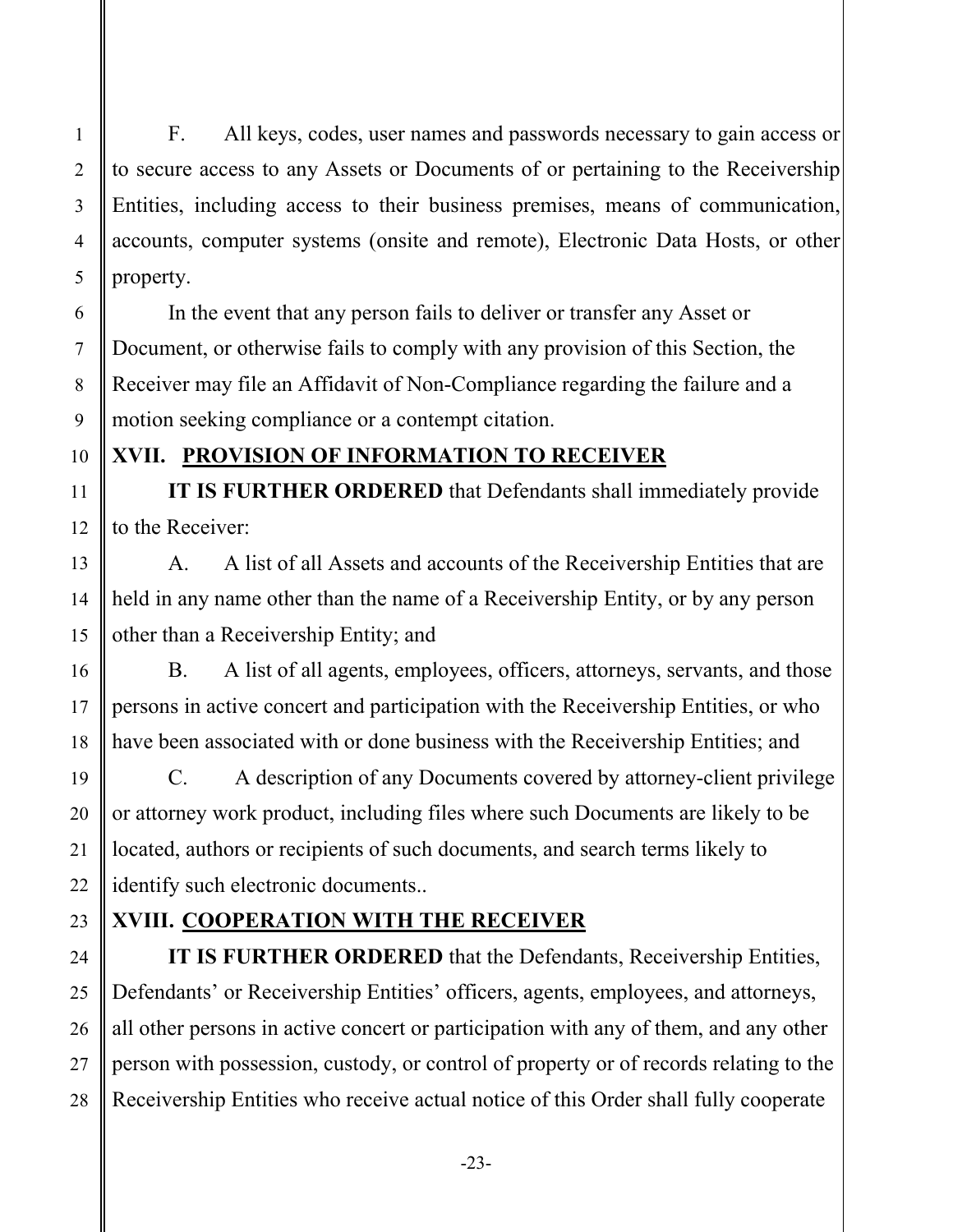F. All keys, codes, user names and passwords necessary to gain access or to secure access to any Assets or Documents of or pertaining to the Receivership Entities, including access to their business premises, means of communication, accounts, computer systems (onsite and remote), Electronic Data Hosts, or other property.

In the event that any person fails to deliver or transfer any Asset or Document, or otherwise fails to comply with any provision of this Section, the Receiver may file an Affidavit of Non-Compliance regarding the failure and a motion seeking compliance or a contempt citation.

## XVII. PROVISION OF INFORMATION TO RECEIVER

**IT IS FURTHER ORDERED** that Defendants shall immediately provide to the Receiver:

A. A list of all Assets and accounts of the Receivership Entities that are held in any name other than the name of a Receivership Entity, or by any person other than a Receivership Entity; and

B. A list of all agents, employees, officers, attorneys, servants, and those persons in active concert and participation with the Receivership Entities, or who have been associated with or done business with the Receivership Entities; and

C. A description of any Documents covered by attorney-client privilege or attorney work product, including files where such Documents are likely to be located, authors or recipients of such documents, and search terms likely to identify such electronic documents..

## XVIII. COOPERATION WITH THE RECEIVER

**IT IS FURTHER ORDERED** that the Defendants, Receivership Entities, Defendants' or Receivership Entities' officers, agents, employees, and attorneys, all other persons in active concert or participation with any of them, and any other person with possession, custody, or control of property or of records relating to the Receivership Entities who receive actual notice of this Order shall fully cooperate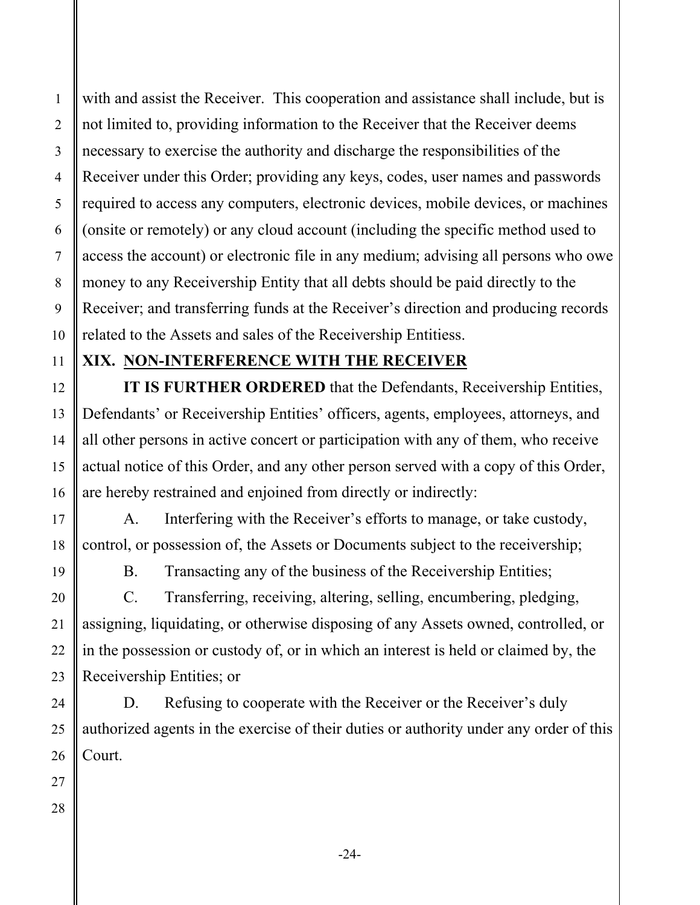with and assist the Receiver. This cooperation and assistance shall include, but is not limited to, providing information to the Receiver that the Receiver deems necessary to exercise the authority and discharge the responsibilities of the Receiver under this Order; providing any keys, codes, user names and passwords required to access any computers, electronic devices, mobile devices, or machines (onsite or remotely) or any cloud account (including the specific method used to access the account) or electronic file in any medium; advising all persons who owe money to any Receivership Entity that all debts should be paid directly to the Receiver; and transferring funds at the Receiver's direction and producing records related to the Assets and sales of the Receivership Entitiess.

## XIX. NON-INTERFERENCE WITH THE RECEIVER

**IT IS FURTHER ORDERED** that the Defendants, Receivership Entities, Defendants' or Receivership Entities' officers, agents, employees, attorneys, and all other persons in active concert or participation with any of them, who receive actual notice of this Order, and any other person served with a copy of this Order, are hereby restrained and enjoined from directly or indirectly:

A. Interfering with the Receiver's efforts to manage, or take custody, control, or possession of, the Assets or Documents subject to the receivership;

B. Transacting any of the business of the Receivership Entities;

C. Transferring, receiving, altering, selling, encumbering, pledging, assigning, liquidating, or otherwise disposing of any Assets owned, controlled, or in the possession or custody of, or in which an interest is held or claimed by, the Receivership Entities; or

D. Refusing to cooperate with the Receiver or the Receiver's duly authorized agents in the exercise of their duties or authority under any order of this Court.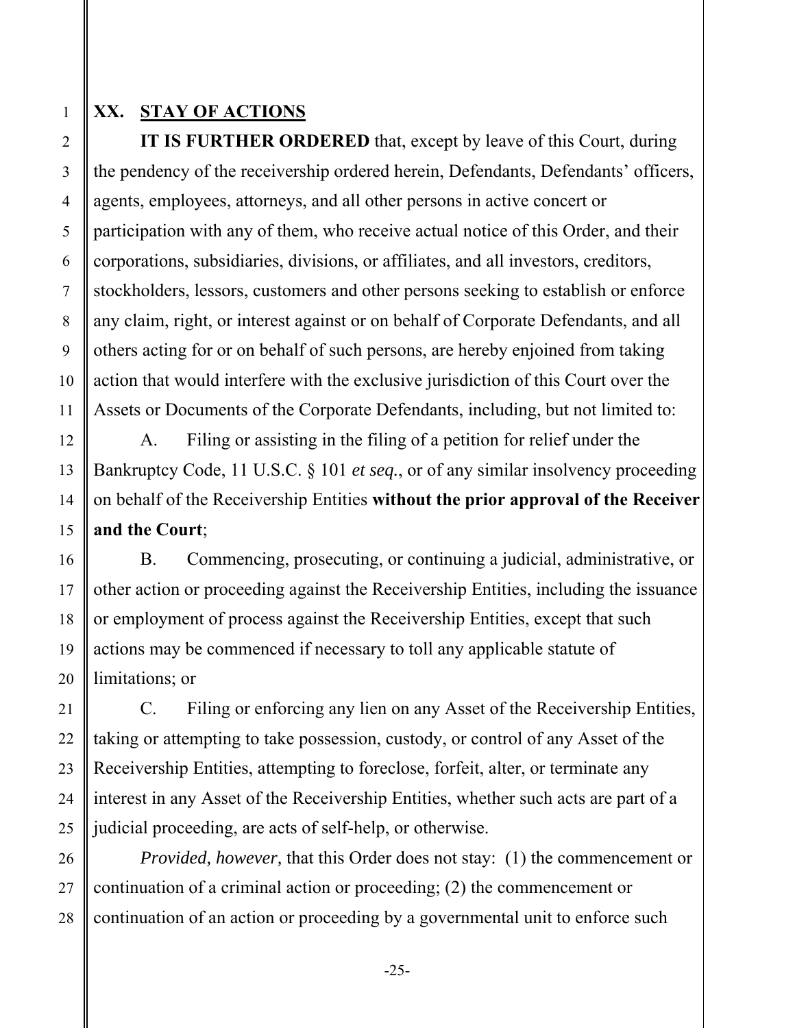## XX. STAY OF ACTIONS

**IT IS FURTHER ORDERED** that, except by leave of this Court, during the pendency of the receivership ordered herein, Defendants, Defendants' officers, agents, employees, attorneys, and all other persons in active concert or participation with any of them, who receive actual notice of this Order, and their corporations, subsidiaries, divisions, or affiliates, and all investors, creditors, stockholders, lessors, customers and other persons seeking to establish or enforce any claim, right, or interest against or on behalf of Corporate Defendants, and all others acting for or on behalf of such persons, are hereby enjoined from taking action that would interfere with the exclusive jurisdiction of this Court over the Assets or Documents of the Corporate Defendants, including, but not limited to:

A. Filing or assisting in the filing of a petition for relief under the Bankruptcy Code, 11 U.S.C. § 101 *et seq.*, or of any similar insolvency proceeding on behalf of the Receivership Entities **without the prior approval of the Receiver and the Court**;

B. Commencing, prosecuting, or continuing a judicial, administrative, or other action or proceeding against the Receivership Entities, including the issuance or employment of process against the Receivership Entities, except that such actions may be commenced if necessary to toll any applicable statute of limitations; or

C. Filing or enforcing any lien on any Asset of the Receivership Entities, taking or attempting to take possession, custody, or control of any Asset of the Receivership Entities, attempting to foreclose, forfeit, alter, or terminate any interest in any Asset of the Receivership Entities, whether such acts are part of a judicial proceeding, are acts of self-help, or otherwise.

*Provided, however,* that this Order does not stay: (1) the commencement or continuation of a criminal action or proceeding; (2) the commencement or continuation of an action or proceeding by a governmental unit to enforce such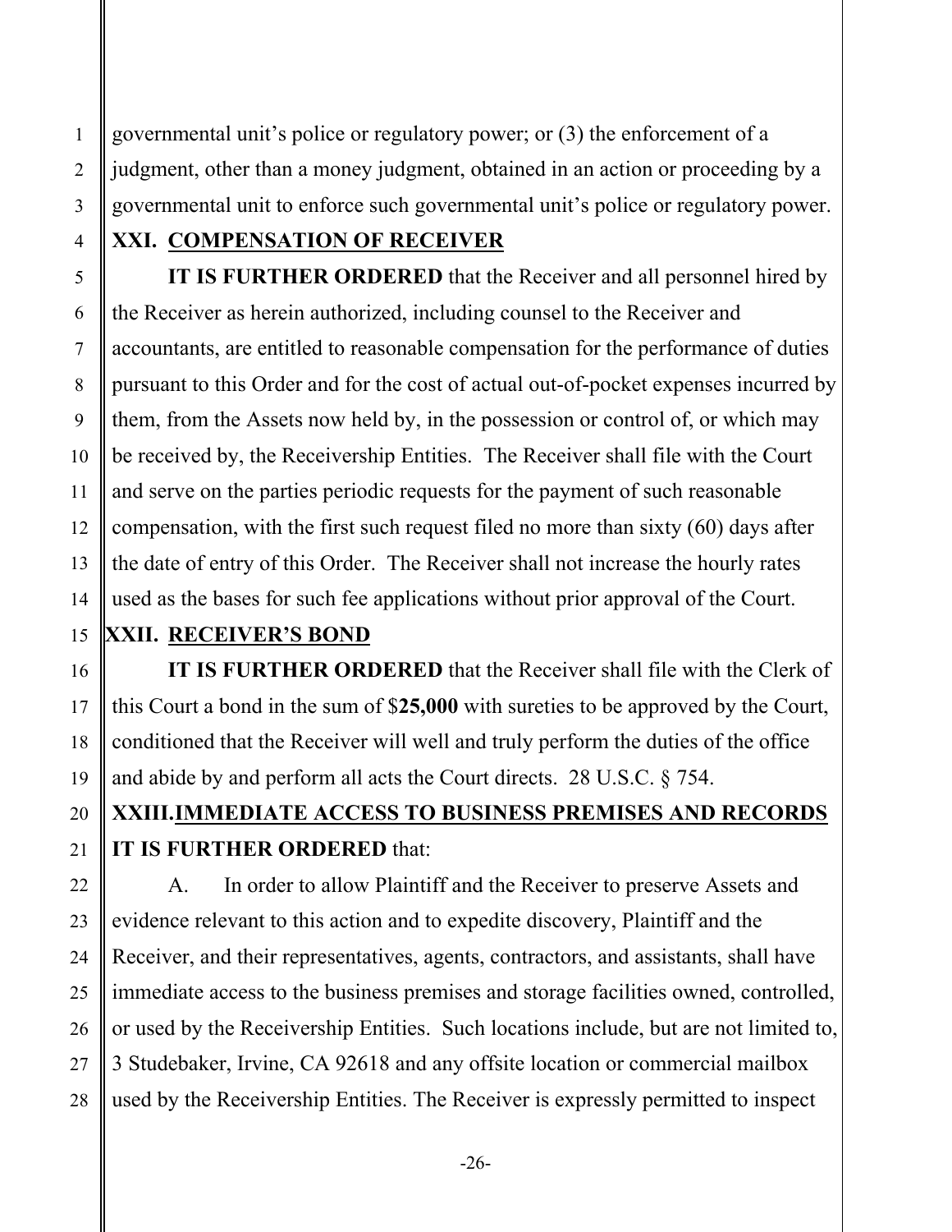governmental unit's police or regulatory power; or (3) the enforcement of a judgment, other than a money judgment, obtained in an action or proceeding by a governmental unit to enforce such governmental unit's police or regulatory power.

## XXI. COMPENSATION OF RECEIVER

**IT IS FURTHER ORDERED** that the Receiver and all personnel hired by the Receiver as herein authorized, including counsel to the Receiver and accountants, are entitled to reasonable compensation for the performance of duties pursuant to this Order and for the cost of actual out-of-pocket expenses incurred by them, from the Assets now held by, in the possession or control of, or which may be received by, the Receivership Entities. The Receiver shall file with the Court and serve on the parties periodic requests for the payment of such reasonable compensation, with the first such request filed no more than sixty (60) days after the date of entry of this Order. The Receiver shall not increase the hourly rates used as the bases for such fee applications without prior approval of the Court.

## XXII. RECEIVER'S BOND

**IT IS FURTHER ORDERED** that the Receiver shall file with the Clerk of this Court a bond in the sum of $**25,000** with sureties to be approved by the Court, conditioned that the Receiver will well and truly perform the duties of the office and abide by and perform all acts the Court directs. 28 U.S.C. § 754.

## XXIII. IMMEDIATE ACCESS TO BUSINESS PREMISES AND RECORDS

**IT IS FURTHER ORDERED** that:

A. In order to allow Plaintiff and the Receiver to preserve Assets and evidence relevant to this action and to expedite discovery, Plaintiff and the Receiver, and their representatives, agents, contractors, and assistants, shall have immediate access to the business premises and storage facilities owned, controlled, or used by the Receivership Entities. Such locations include, but are not limited to, 3 Studebaker, Irvine, CA 92618 and any offsite location or commercial mailbox used by the Receivership Entities. The Receiver is expressly permitted to inspect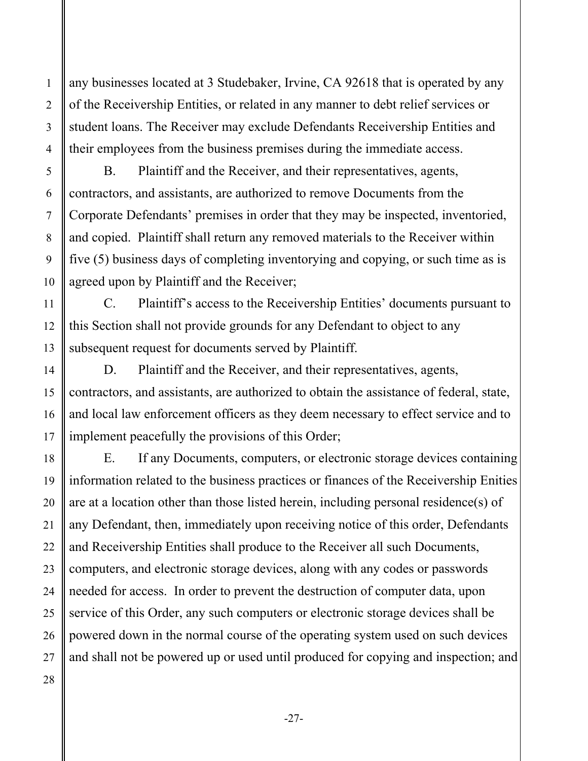any businesses located at 3 Studebaker, Irvine, CA 92618 that is operated by any of the Receivership Entities, or related in any manner to debt relief services or student loans. The Receiver may exclude Defendants Receivership Entities and their employees from the business premises during the immediate access.

B. Plaintiff and the Receiver, and their representatives, agents, contractors, and assistants, are authorized to remove Documents from the Corporate Defendants' premises in order that they may be inspected, inventoried, and copied. Plaintiff shall return any removed materials to the Receiver within five (5) business days of completing inventorying and copying, or such time as is agreed upon by Plaintiff and the Receiver;

C. Plaintiff's access to the Receivership Entities' documents pursuant to this Section shall not provide grounds for any Defendant to object to any subsequent request for documents served by Plaintiff.

D. Plaintiff and the Receiver, and their representatives, agents, contractors, and assistants, are authorized to obtain the assistance of federal, state, and local law enforcement officers as they deem necessary to effect service and to implement peacefully the provisions of this Order;

E. If any Documents, computers, or electronic storage devices containing information related to the business practices or finances of the Receivership Enities are at a location other than those listed herein, including personal residence(s) of any Defendant, then, immediately upon receiving notice of this order, Defendants and Receivership Entities shall produce to the Receiver all such Documents, computers, and electronic storage devices, along with any codes or passwords needed for access. In order to prevent the destruction of computer data, upon service of this Order, any such computers or electronic storage devices shall be powered down in the normal course of the operating system used on such devices and shall not be powered up or used until produced for copying and inspection; and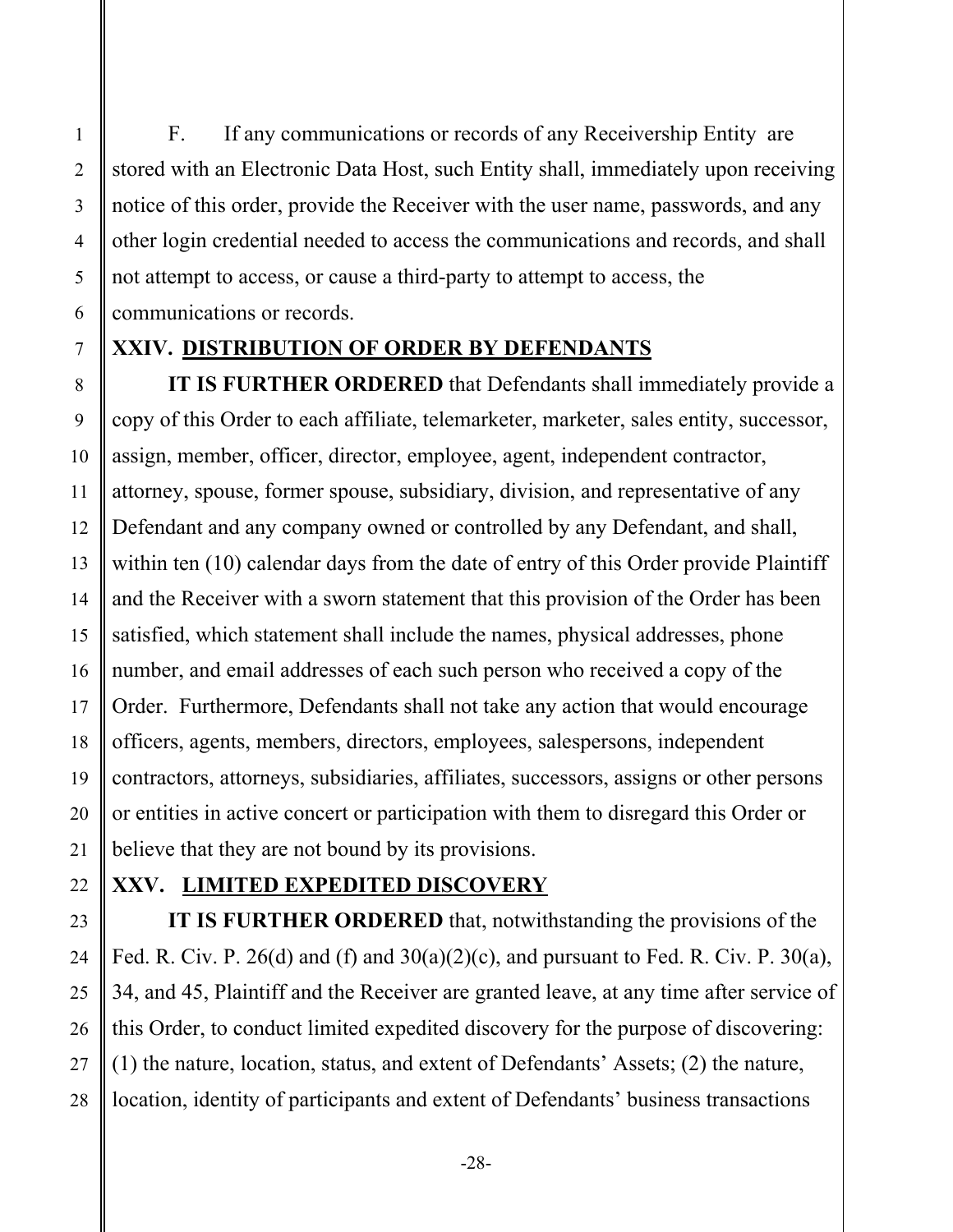F. If any communications or records of any Receivership Entity are stored with an Electronic Data Host, such Entity shall, immediately upon receiving notice of this order, provide the Receiver with the user name, passwords, and any other login credential needed to access the communications and records, and shall not attempt to access, or cause a third-party to attempt to access, the communications or records.

## XXIV. DISTRIBUTION OF ORDER BY DEFENDANTS

**IT IS FURTHER ORDERED** that Defendants shall immediately provide a copy of this Order to each affiliate, telemarketer, marketer, sales entity, successor, assign, member, officer, director, employee, agent, independent contractor, attorney, spouse, former spouse, subsidiary, division, and representative of any Defendant and any company owned or controlled by any Defendant, and shall, within ten (10) calendar days from the date of entry of this Order provide Plaintiff and the Receiver with a sworn statement that this provision of the Order has been satisfied, which statement shall include the names, physical addresses, phone number, and email addresses of each such person who received a copy of the Order. Furthermore, Defendants shall not take any action that would encourage officers, agents, members, directors, employees, salespersons, independent contractors, attorneys, subsidiaries, affiliates, successors, assigns or other persons or entities in active concert or participation with them to disregard this Order or believe that they are not bound by its provisions.

## XXV. LIMITED EXPEDITED DISCOVERY

**IT IS FURTHER ORDERED** that, notwithstanding the provisions of the Fed. R. Civ. P. 26(d) and (f) and 30(a)(2)(c), and pursuant to Fed. R. Civ. P. 30(a), 34, and 45, Plaintiff and the Receiver are granted leave, at any time after service of this Order, to conduct limited expedited discovery for the purpose of discovering: (1) the nature, location, status, and extent of Defendants' Assets; (2) the nature, location, identity of participants and extent of Defendants' business transactions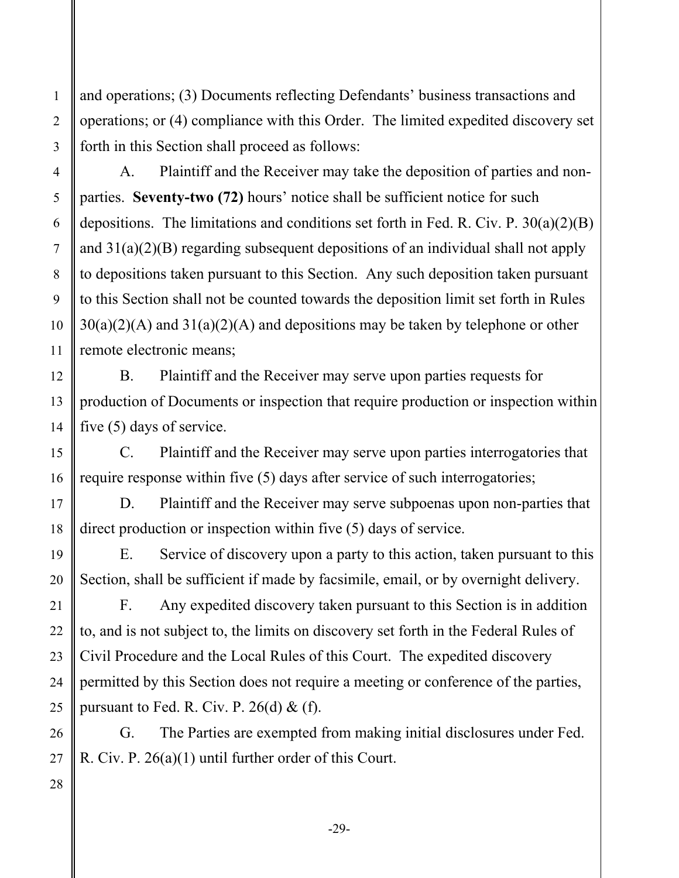and operations; (3) Documents reflecting Defendants' business transactions and operations; or (4) compliance with this Order. The limited expedited discovery set forth in this Section shall proceed as follows:

A. Plaintiff and the Receiver may take the deposition of parties and non-parties. **Seventy-two (72)** hours' notice shall be sufficient notice for such depositions. The limitations and conditions set forth in Fed. R. Civ. P. 30(a)(2)(B) and 31(a)(2)(B) regarding subsequent depositions of an individual shall not apply to depositions taken pursuant to this Section. Any such deposition taken pursuant to this Section shall not be counted towards the deposition limit set forth in Rules 30(a)(2)(A) and 31(a)(2)(A) and depositions may be taken by telephone or other remote electronic means;

B. Plaintiff and the Receiver may serve upon parties requests for production of Documents or inspection that require production or inspection within five (5) days of service.

C. Plaintiff and the Receiver may serve upon parties interrogatories that require response within five (5) days after service of such interrogatories;

D. Plaintiff and the Receiver may serve subpoenas upon non-parties that direct production or inspection within five (5) days of service.

E. Service of discovery upon a party to this action, taken pursuant to this Section, shall be sufficient if made by facsimile, email, or by overnight delivery.

F. Any expedited discovery taken pursuant to this Section is in addition to, and is not subject to, the limits on discovery set forth in the Federal Rules of Civil Procedure and the Local Rules of this Court. The expedited discovery permitted by this Section does not require a meeting or conference of the parties, pursuant to Fed. R. Civ. P. 26(d) & (f).

G. The Parties are exempted from making initial disclosures under Fed. R. Civ. P. 26(a)(1) until further order of this Court.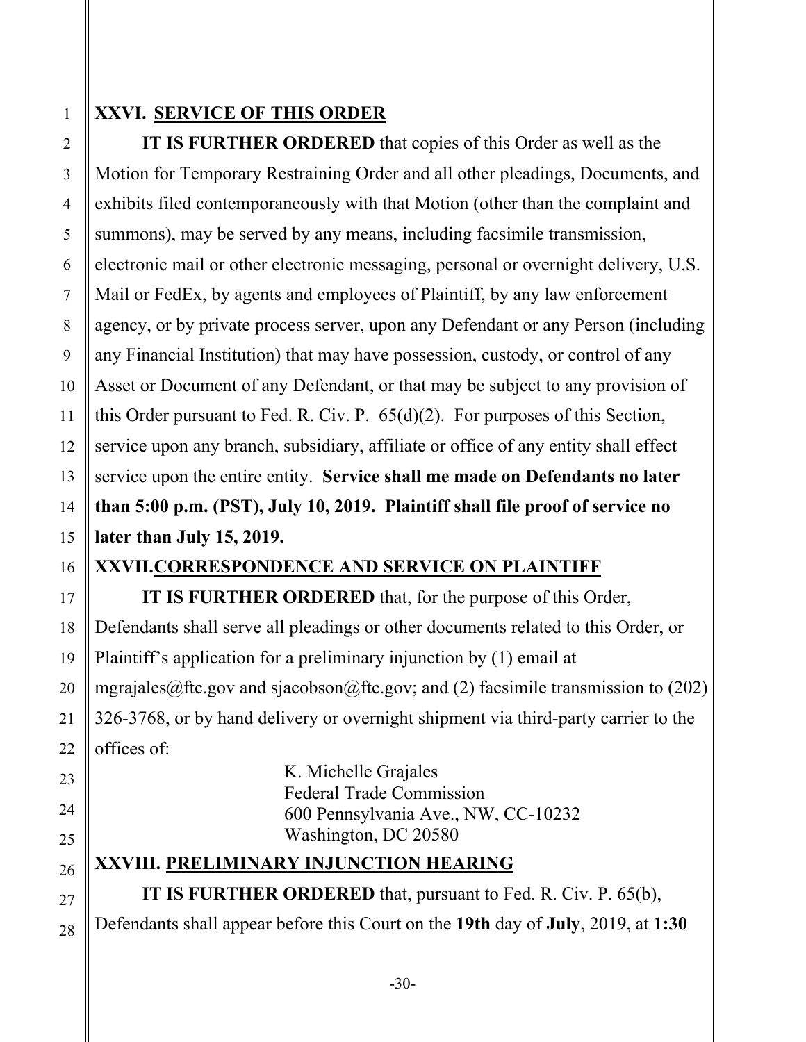## XXVI. SERVICE OF THIS ORDER

**IT IS FURTHER ORDERED** that copies of this Order as well as the Motion for Temporary Restraining Order and all other pleadings, Documents, and exhibits filed contemporaneously with that Motion (other than the complaint and summons), may be served by any means, including facsimile transmission, electronic mail or other electronic messaging, personal or overnight delivery, U.S. Mail or FedEx, by agents and employees of Plaintiff, by any law enforcement agency, or by private process server, upon any Defendant or any Person (including any Financial Institution) that may have possession, custody, or control of any Asset or Document of any Defendant, or that may be subject to any provision of this Order pursuant to Fed. R. Civ. P. 65(d)(2). For purposes of this Section, service upon any branch, subsidiary, affiliate or office of any entity shall effect service upon the entire entity. **Service shall me made on Defendants no later than 5:00 p.m. (PST), July 10, 2019. Plaintiff shall file proof of service no later than July 15, 2019.**

## XXVII. CORRESPONDENCE AND SERVICE ON PLAINTIFF

**IT IS FURTHER ORDERED** that, for the purpose of this Order, Defendants shall serve all pleadings or other documents related to this Order, or Plaintiff's application for a preliminary injunction by (1) email at mgrajales@ftc.gov and sjacobson@ftc.gov; and (2) facsimile transmission to (202) 326-3768, or by hand delivery or overnight shipment via third-party carrier to the offices of:

K. Michelle Grajales
Federal Trade Commission
600 Pennsylvania Ave., NW, CC-10232
Washington, DC 20580

## XXVIII. PRELIMINARY INJUNCTION HEARING

**IT IS FURTHER ORDERED** that, pursuant to Fed. R. Civ. P. 65(b), Defendants shall appear before this Court on the **19th** day of **July**, 2019, at **1:30**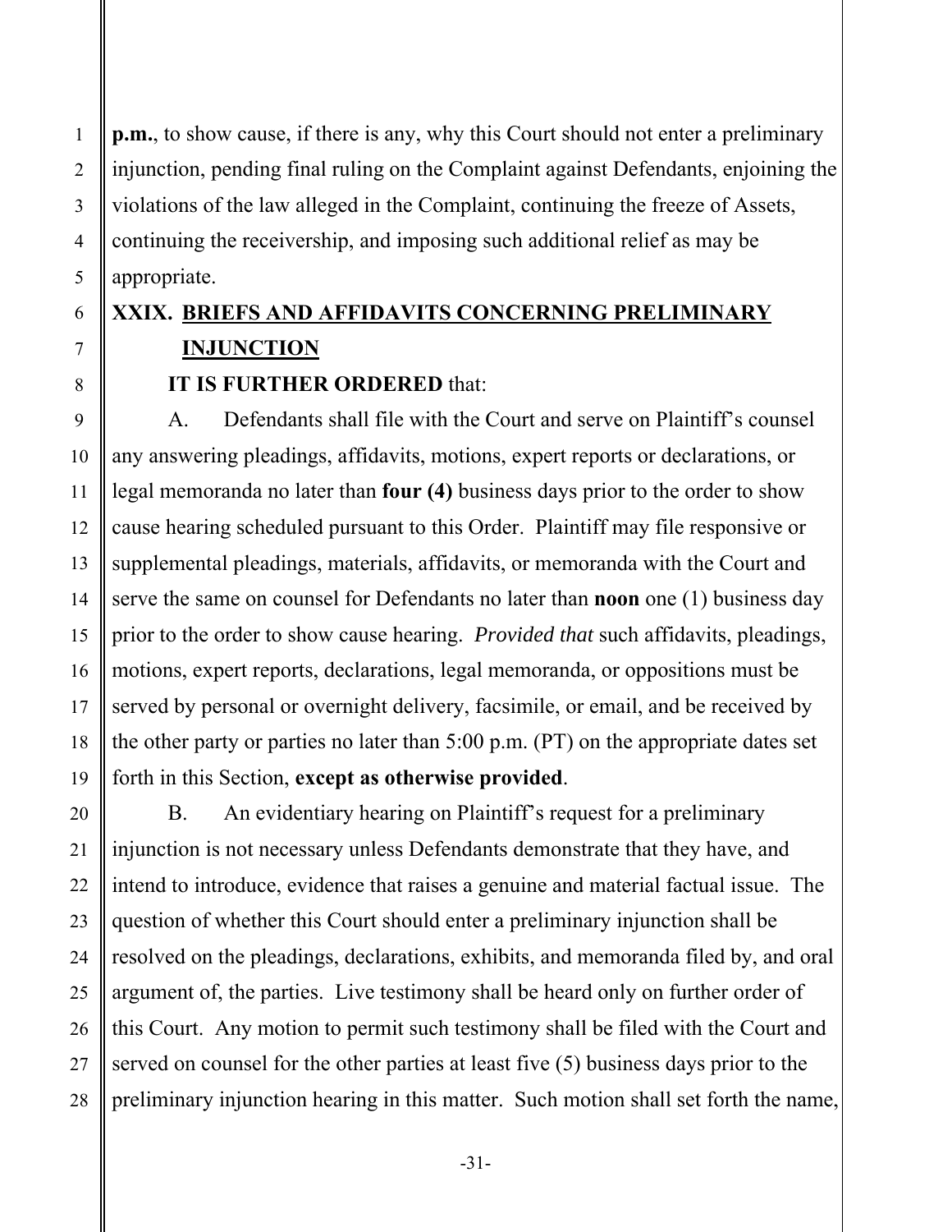**p.m.**, to show cause, if there is any, why this Court should not enter a preliminary injunction, pending final ruling on the Complaint against Defendants, enjoining the violations of the law alleged in the Complaint, continuing the freeze of Assets, continuing the receivership, and imposing such additional relief as may be appropriate.

## XXIX. BRIEFS AND AFFIDAVITS CONCERNING PRELIMINARY INJUNCTION

**IT IS FURTHER ORDERED** that:

A. Defendants shall file with the Court and serve on Plaintiff's counsel any answering pleadings, affidavits, motions, expert reports or declarations, or legal memoranda no later than **four (4)** business days prior to the order to show cause hearing scheduled pursuant to this Order. Plaintiff may file responsive or supplemental pleadings, materials, affidavits, or memoranda with the Court and serve the same on counsel for Defendants no later than **noon** one (1) business day prior to the order to show cause hearing. *Provided that* such affidavits, pleadings, motions, expert reports, declarations, legal memoranda, or oppositions must be served by personal or overnight delivery, facsimile, or email, and be received by the other party or parties no later than 5:00 p.m. (PT) on the appropriate dates set forth in this Section, **except as otherwise provided**.

B. An evidentiary hearing on Plaintiff's request for a preliminary injunction is not necessary unless Defendants demonstrate that they have, and intend to introduce, evidence that raises a genuine and material factual issue. The question of whether this Court should enter a preliminary injunction shall be resolved on the pleadings, declarations, exhibits, and memoranda filed by, and oral argument of, the parties. Live testimony shall be heard only on further order of this Court. Any motion to permit such testimony shall be filed with the Court and served on counsel for the other parties at least five (5) business days prior to the preliminary injunction hearing in this matter. Such motion shall set forth the name,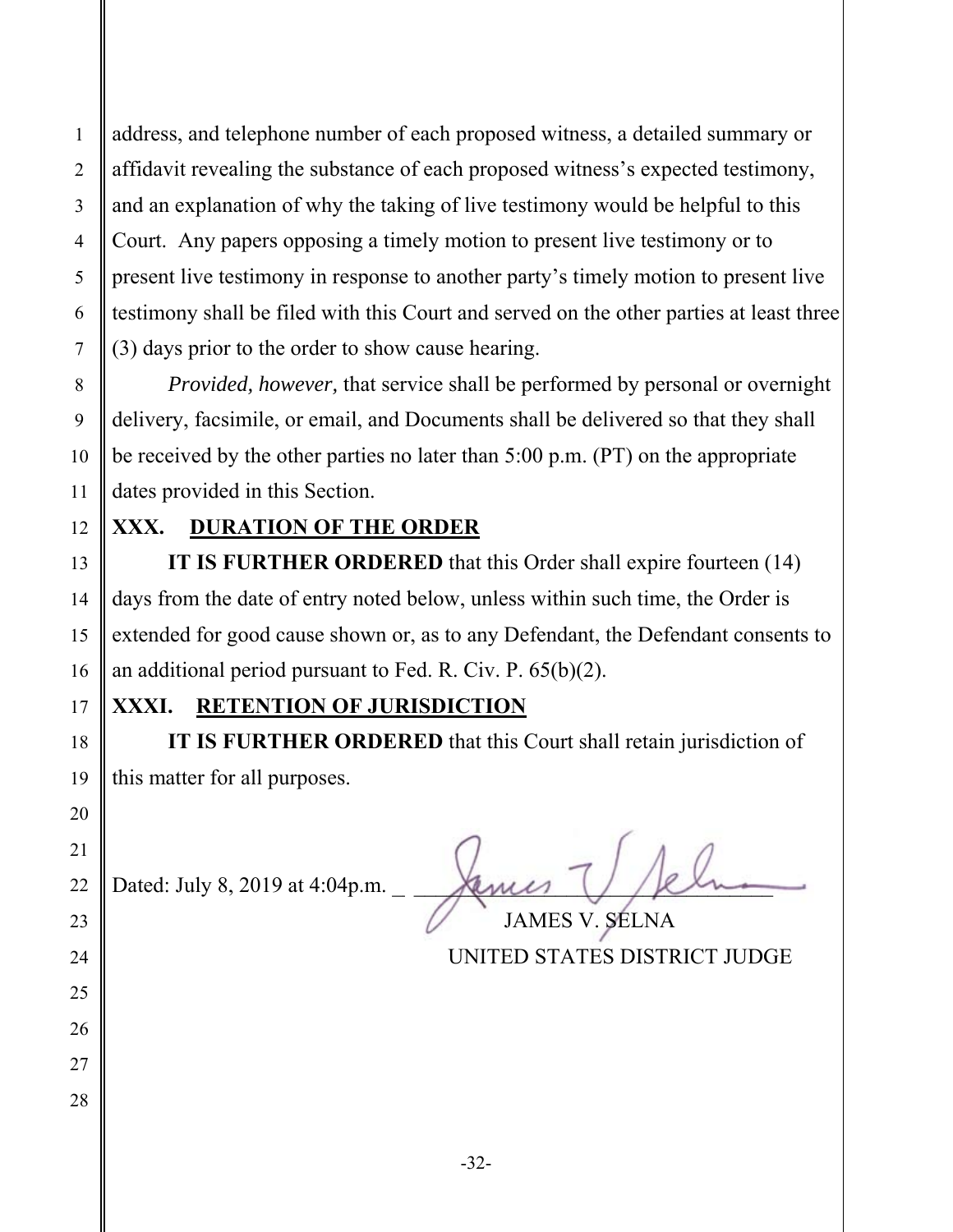address, and telephone number of each proposed witness, a detailed summary or affidavit revealing the substance of each proposed witness's expected testimony, and an explanation of why the taking of live testimony would be helpful to this Court. Any papers opposing a timely motion to present live testimony or to present live testimony in response to another party's timely motion to present live testimony shall be filed with this Court and served on the other parties at least three (3) days prior to the order to show cause hearing.

*Provided, however,* that service shall be performed by personal or overnight delivery, facsimile, or email, and Documents shall be delivered so that they shall be received by the other parties no later than 5:00 p.m. (PT) on the appropriate dates provided in this Section.

## XXX. DURATION OF THE ORDER

**IT IS FURTHER ORDERED** that this Order shall expire fourteen (14) days from the date of entry noted below, unless within such time, the Order is extended for good cause shown or, as to any Defendant, the Defendant consents to an additional period pursuant to Fed. R. Civ. P. 65(b)(2).

## XXXI. RETENTION OF JURISDICTION

**IT IS FURTHER ORDERED** that this Court shall retain jurisdiction of this matter for all purposes.

Dated: July 8, 2019 at 4:04p.m.

JAMES V. SELNA
UNITED STATES DISTRICT JUDGE